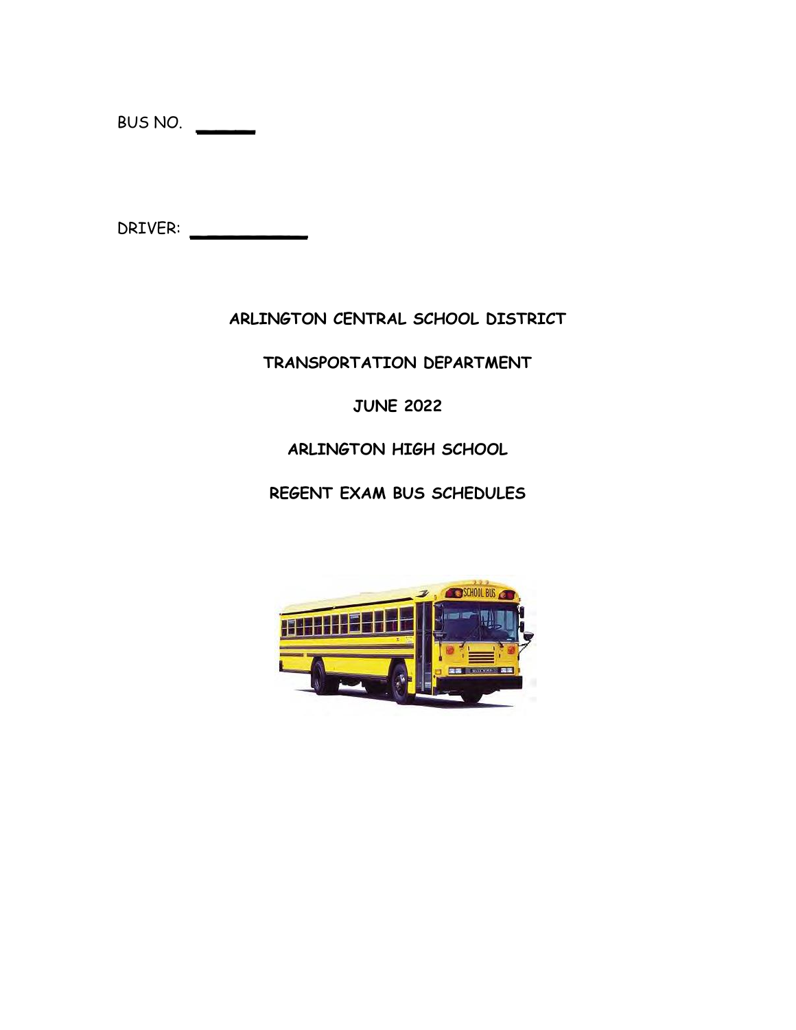BUS NO. ______

DRIVER: ____________

**ARLINGTON CENTRAL SCHOOL DISTRICT**

**TRANSPORTATION DEPARTMENT**

**JUNE 2022**

**ARLINGTON HIGH SCHOOL**

**REGENT EXAM BUS SCHEDULES**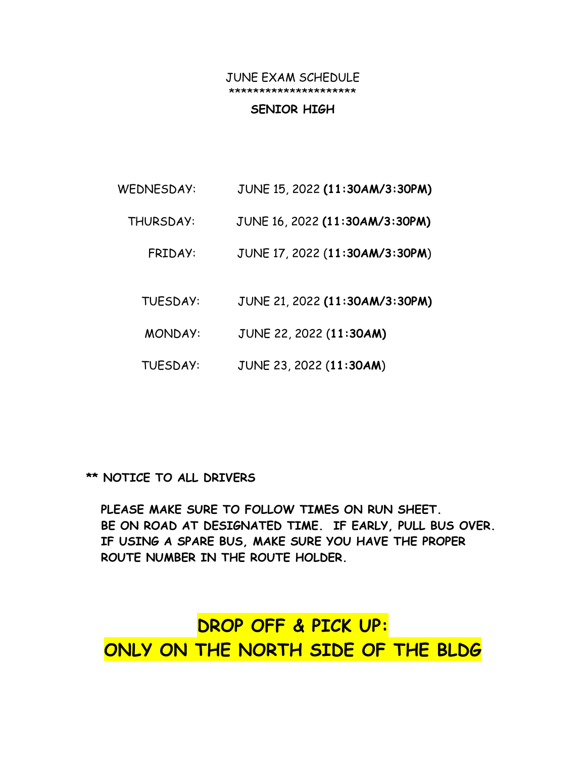# JUNE EXAM SCHEDULE

*********************

## SENIOR HIGH

| | |
|---|---|
| WEDNESDAY: | JUNE 15, 2022 **(11:30AM/3:30PM)** |
| THURSDAY: | JUNE 16, 2022 **(11:30AM/3:30PM)** |
| FRIDAY: | JUNE 17, 2022 (**11:30AM/3:30PM**) |
| TUESDAY: | JUNE 21, 2022 **(11:30AM/3:30PM)** |
| MONDAY: | JUNE 22, 2022 (**11:30AM)** |
| TUESDAY: | JUNE 23, 2022 (**11:30AM**) |

**** NOTICE TO ALL DRIVERS**

**PLEASE MAKE SURE TO FOLLOW TIMES ON RUN SHEET.**
**BE ON ROAD AT DESIGNATED TIME. IF EARLY, PULL BUS OVER.**
**IF USING A SPARE BUS, MAKE SURE YOU HAVE THE PROPER ROUTE NUMBER IN THE ROUTE HOLDER.**

# DROP OFF & PICK UP:
# ONLY ON THE NORTH SIDE OF THE BLDG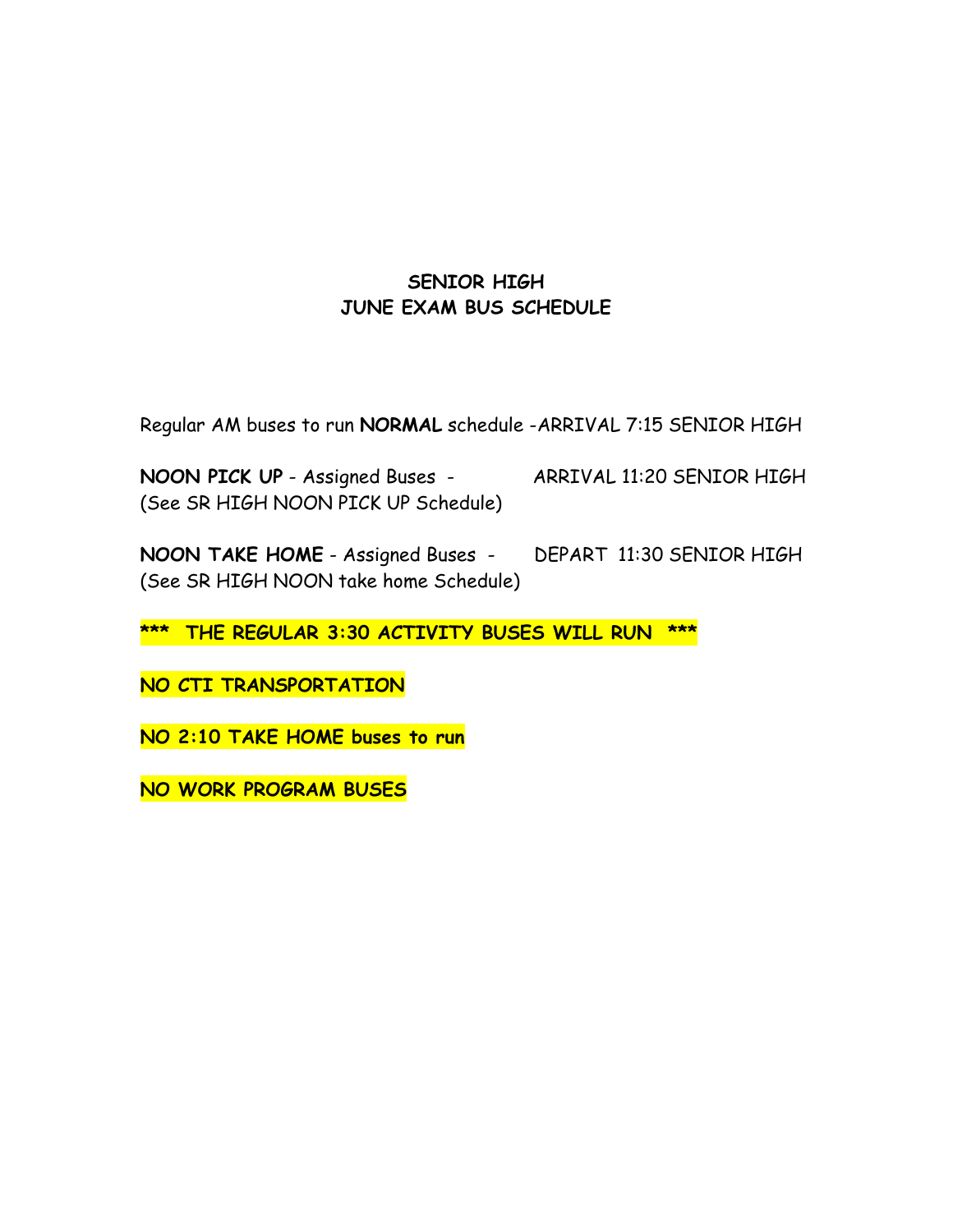## SENIOR HIGH
## JUNE EXAM BUS SCHEDULE

Regular AM buses to run **NORMAL** schedule -ARRIVAL 7:15 SENIOR HIGH

**NOON PICK UP** - Assigned Buses - ARRIVAL 11:20 SENIOR HIGH
(See SR HIGH NOON PICK UP Schedule)

**NOON TAKE HOME** - Assigned Buses - DEPART 11:30 SENIOR HIGH
(See SR HIGH NOON take home Schedule)

**\*\*\* THE REGULAR 3:30 ACTIVITY BUSES WILL RUN \*\*\***

**NO CTI TRANSPORTATION**

**NO 2:10 TAKE HOME buses to run**

**NO WORK PROGRAM BUSES**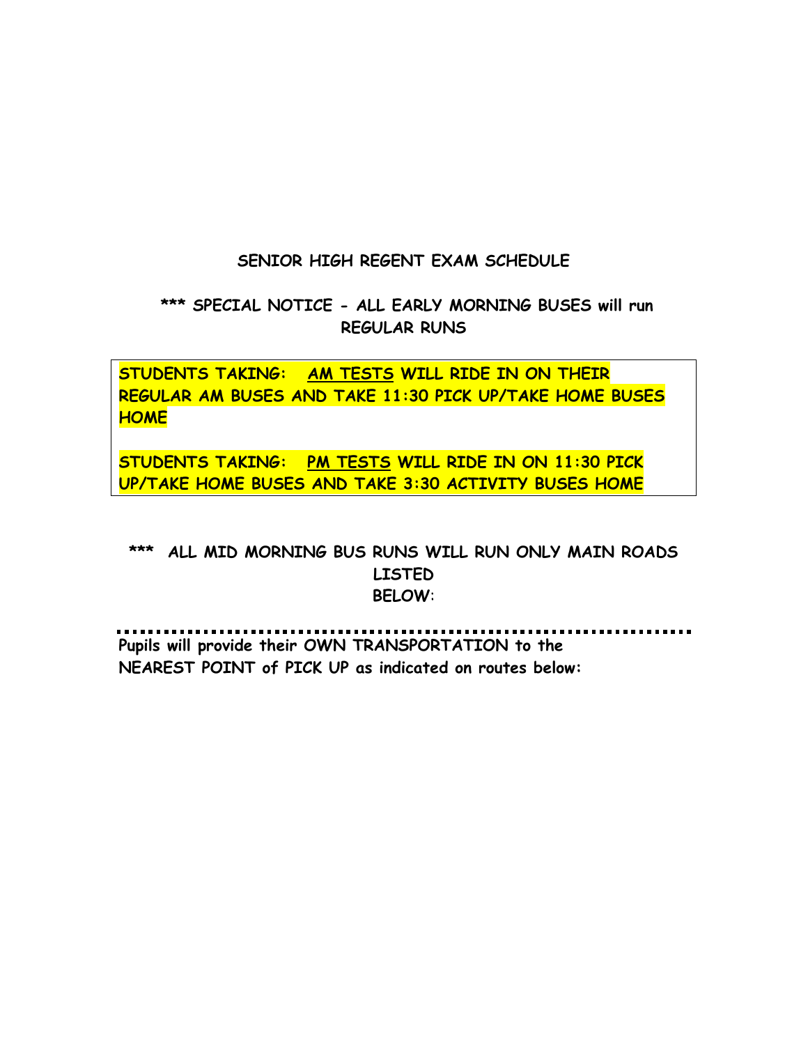## SENIOR HIGH REGENT EXAM SCHEDULE

**\*\*\* SPECIAL NOTICE - ALL EARLY MORNING BUSES will run REGULAR RUNS**

**STUDENTS TAKING: AM TESTS WILL RIDE IN ON THEIR REGULAR AM BUSES AND TAKE 11:30 PICK UP/TAKE HOME BUSES HOME**

**STUDENTS TAKING: PM TESTS WILL RIDE IN ON 11:30 PICK UP/TAKE HOME BUSES AND TAKE 3:30 ACTIVITY BUSES HOME**

**\*\*\* ALL MID MORNING BUS RUNS WILL RUN ONLY MAIN ROADS LISTED BELOW:**

---

**Pupils will provide their OWN TRANSPORTATION to the NEAREST POINT of PICK UP as indicated on routes below:**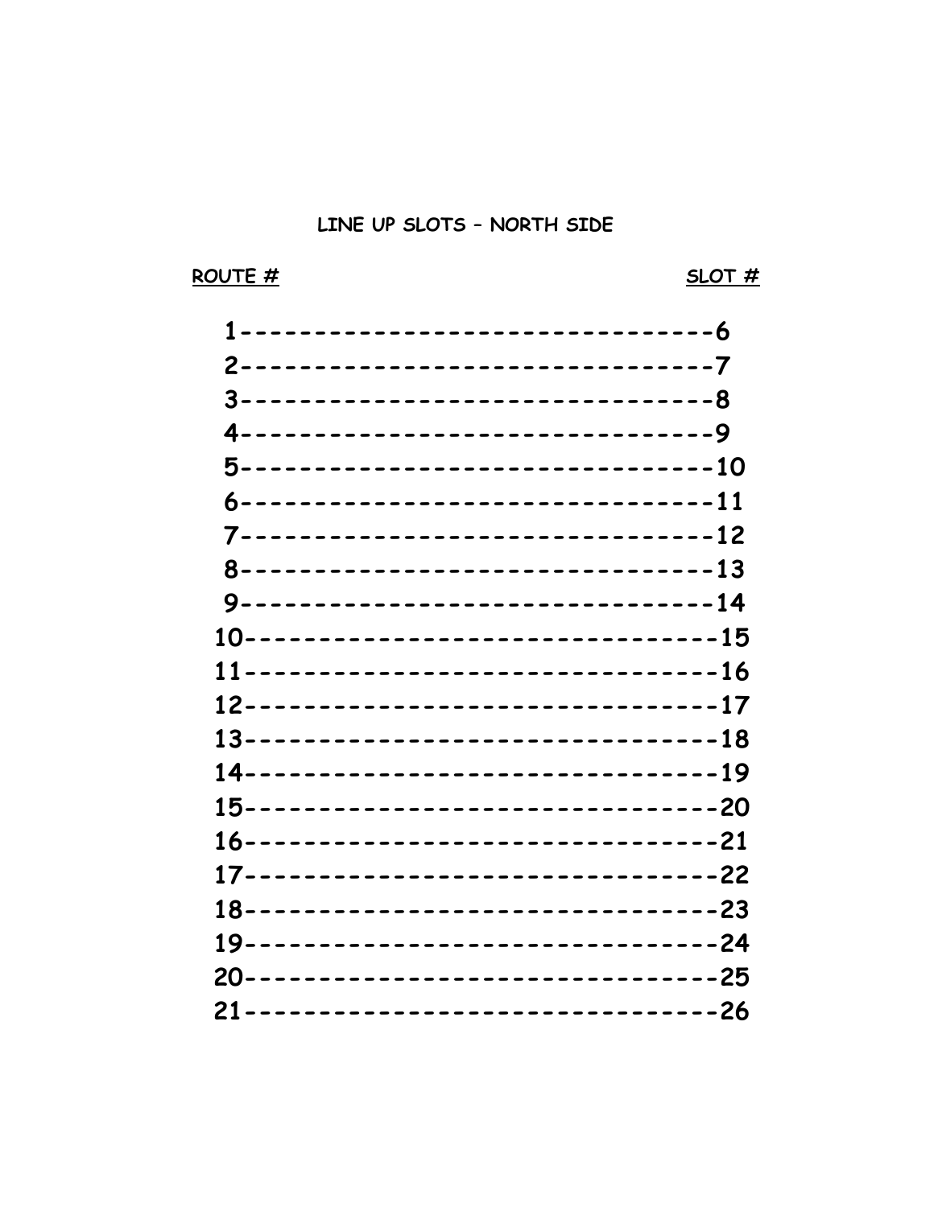## LINE UP SLOTS – NORTH SIDE

| ROUTE # | SLOT # |
|---|---|
| 1 | 6 |
| 2 | 7 |
| 3 | 8 |
| 4 | 9 |
| 5 | 10 |
| 6 | 11 |
| 7 | 12 |
| 8 | 13 |
| 9 | 14 |
| 10 | 15 |
| 11 | 16 |
| 12 | 17 |
| 13 | 18 |
| 14 | 19 |
| 15 | 20 |
| 16 | 21 |
| 17 | 22 |
| 18 | 23 |
| 19 | 24 |
| 20 | 25 |
| 21 | 26 |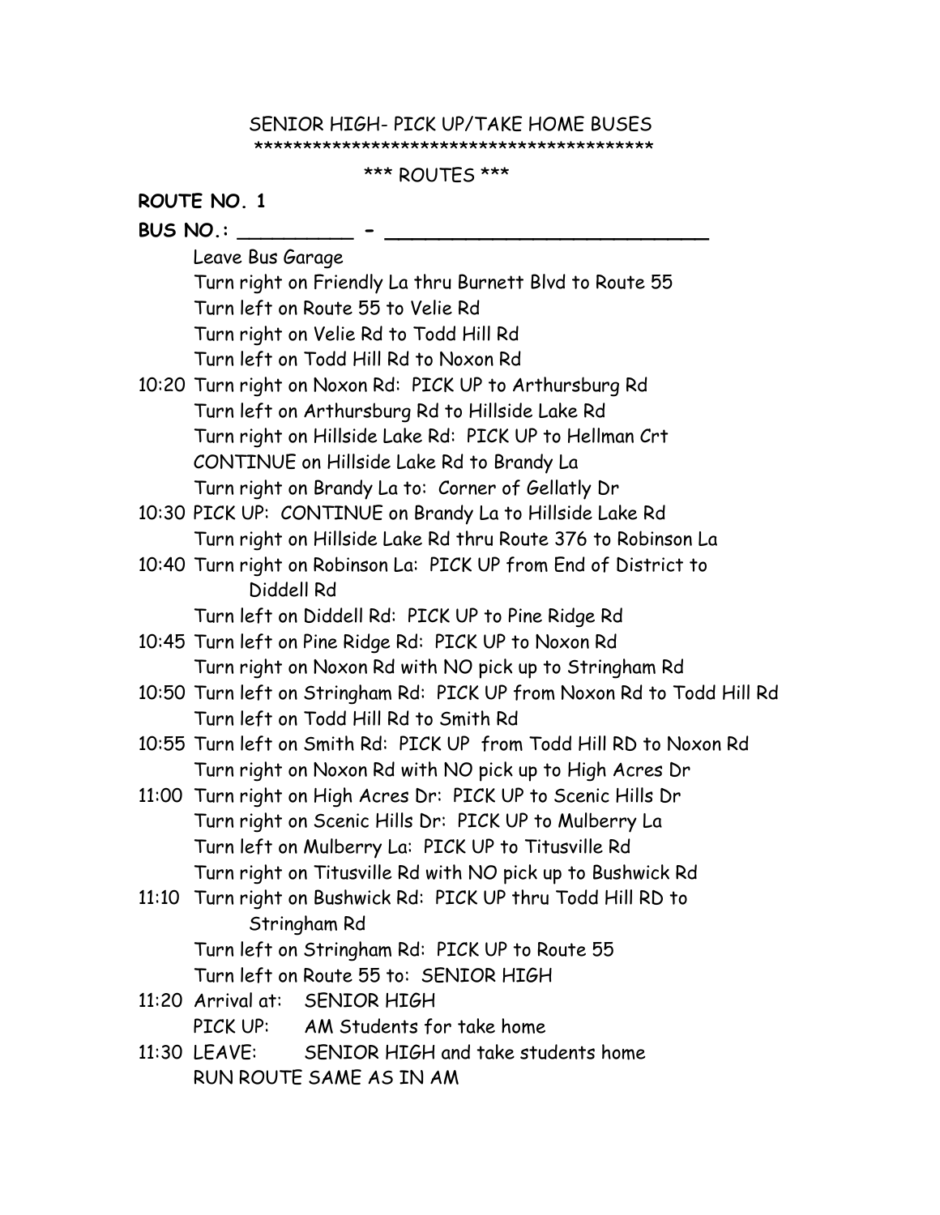SENIOR HIGH- PICK UP/TAKE HOME BUSES

****************************************

*** ROUTES ***

**ROUTE NO. 1**

**BUS NO.: __________ - ____________________________**

Leave Bus Garage
Turn right on Friendly La thru Burnett Blvd to Route 55
Turn left on Route 55 to Velie Rd
Turn right on Velie Rd to Todd Hill Rd
Turn left on Todd Hill Rd to Noxon Rd
10:20 Turn right on Noxon Rd: PICK UP to Arthursburg Rd
Turn left on Arthursburg Rd to Hillside Lake Rd
Turn right on Hillside Lake Rd: PICK UP to Hellman Crt
CONTINUE on Hillside Lake Rd to Brandy La
Turn right on Brandy La to: Corner of Gellatly Dr
10:30 PICK UP: CONTINUE on Brandy La to Hillside Lake Rd
Turn right on Hillside Lake Rd thru Route 376 to Robinson La
10:40 Turn right on Robinson La: PICK UP from End of District to Diddell Rd
Turn left on Diddell Rd: PICK UP to Pine Ridge Rd
10:45 Turn left on Pine Ridge Rd: PICK UP to Noxon Rd
Turn right on Noxon Rd with NO pick up to Stringham Rd
10:50 Turn left on Stringham Rd: PICK UP from Noxon Rd to Todd Hill Rd
Turn left on Todd Hill Rd to Smith Rd
10:55 Turn left on Smith Rd: PICK UP from Todd Hill RD to Noxon Rd
Turn right on Noxon Rd with NO pick up to High Acres Dr
11:00 Turn right on High Acres Dr: PICK UP to Scenic Hills Dr
Turn right on Scenic Hills Dr: PICK UP to Mulberry La
Turn left on Mulberry La: PICK UP to Titusville Rd
Turn right on Titusville Rd with NO pick up to Bushwick Rd
11:10 Turn right on Bushwick Rd: PICK UP thru Todd Hill RD to Stringham Rd
Turn left on Stringham Rd: PICK UP to Route 55
Turn left on Route 55 to: SENIOR HIGH
11:20 Arrival at: SENIOR HIGH
PICK UP: AM Students for take home
11:30 LEAVE: SENIOR HIGH and take students home
RUN ROUTE SAME AS IN AM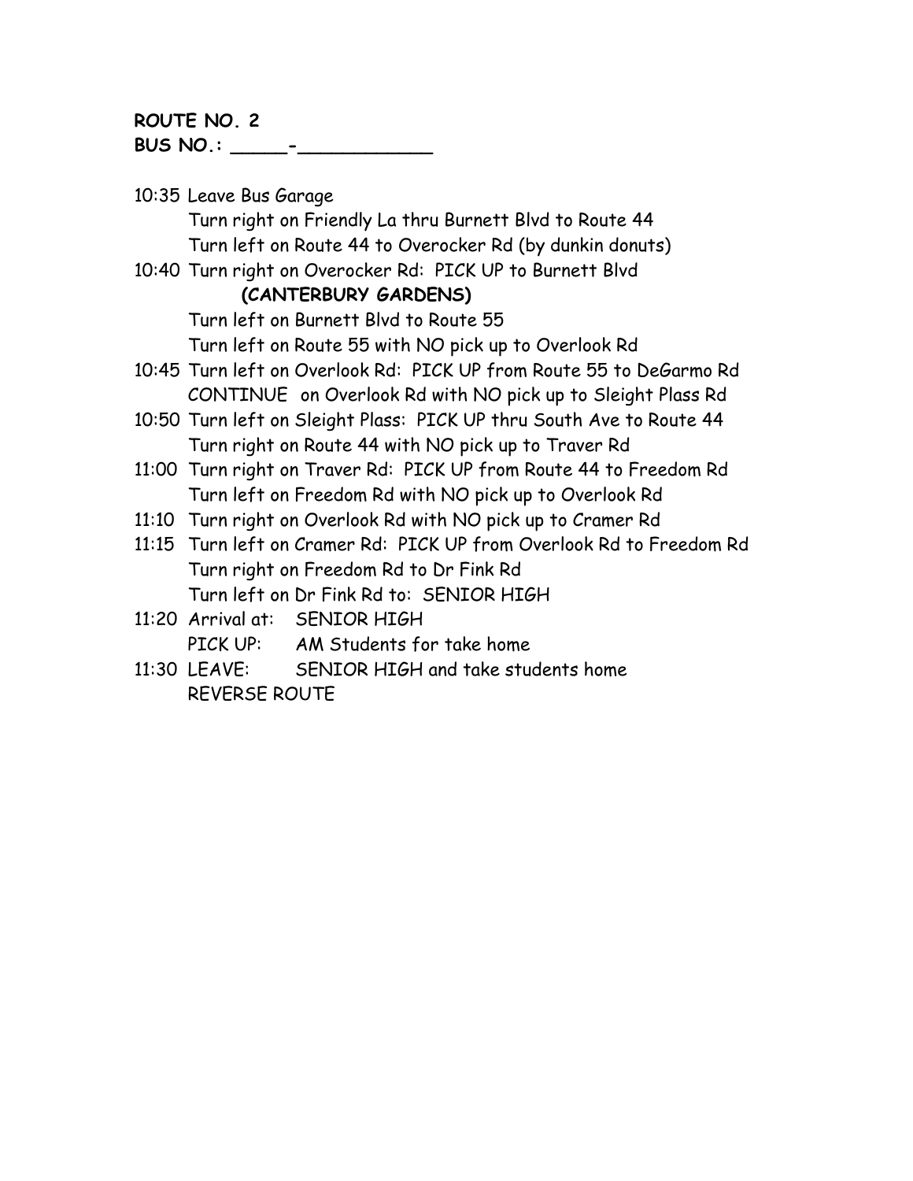**ROUTE NO. 2**
**BUS NO.: _____-____________**

10:35 Leave Bus Garage
Turn right on Friendly La thru Burnett Blvd to Route 44
Turn left on Route 44 to Overocker Rd (by dunkin donuts)
10:40 Turn right on Overocker Rd: PICK UP to Burnett Blvd
**(CANTERBURY GARDENS)**
Turn left on Burnett Blvd to Route 55
Turn left on Route 55 with NO pick up to Overlook Rd
10:45 Turn left on Overlook Rd: PICK UP from Route 55 to DeGarmo Rd
CONTINUE on Overlook Rd with NO pick up to Sleight Plass Rd
10:50 Turn left on Sleight Plass: PICK UP thru South Ave to Route 44
Turn right on Route 44 with NO pick up to Traver Rd
11:00 Turn right on Traver Rd: PICK UP from Route 44 to Freedom Rd
Turn left on Freedom Rd with NO pick up to Overlook Rd
11:10 Turn right on Overlook Rd with NO pick up to Cramer Rd
11:15 Turn left on Cramer Rd: PICK UP from Overlook Rd to Freedom Rd
Turn right on Freedom Rd to Dr Fink Rd
Turn left on Dr Fink Rd to: SENIOR HIGH
11:20 Arrival at: SENIOR HIGH
PICK UP: AM Students for take home
11:30 LEAVE: SENIOR HIGH and take students home
REVERSE ROUTE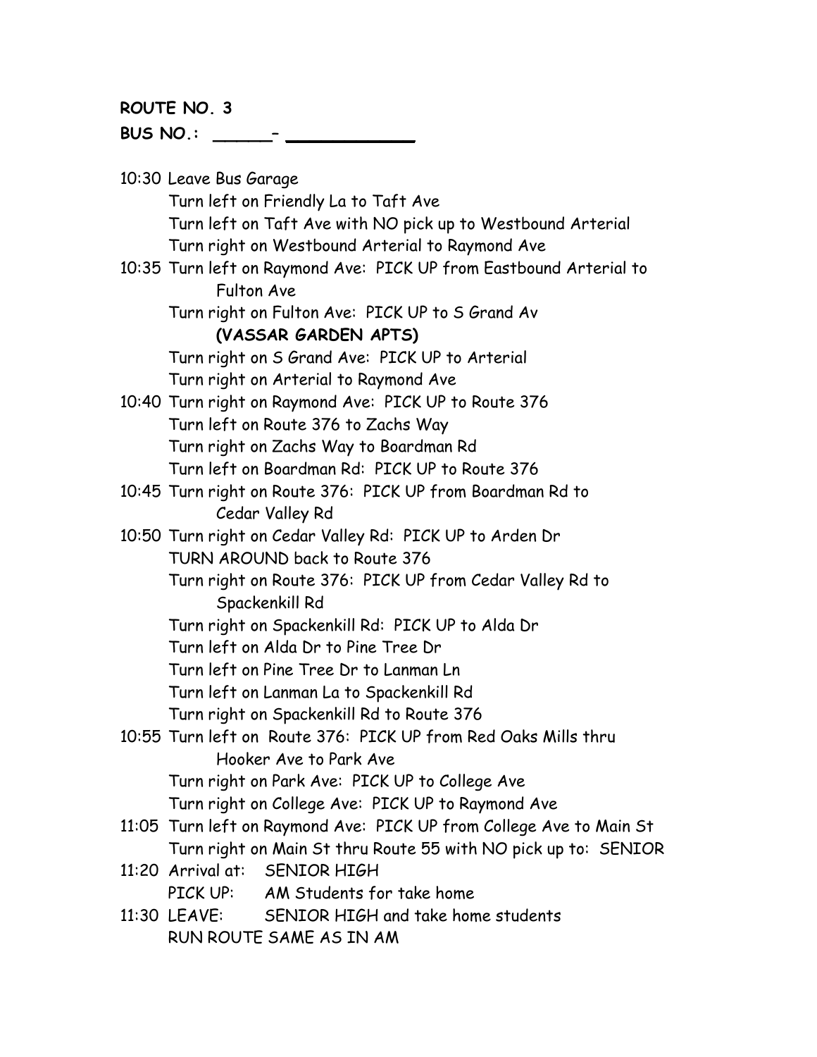**ROUTE NO. 3**

**BUS NO.: ______– ____________**

10:30 Leave Bus Garage
  Turn left on Friendly La to Taft Ave
  Turn left on Taft Ave with NO pick up to Westbound Arterial
  Turn right on Westbound Arterial to Raymond Ave
10:35 Turn left on Raymond Ave: PICK UP from Eastbound Arterial to Fulton Ave
  Turn right on Fulton Ave: PICK UP to S Grand Av
    **(VASSAR GARDEN APTS)**
  Turn right on S Grand Ave: PICK UP to Arterial
  Turn right on Arterial to Raymond Ave
10:40 Turn right on Raymond Ave: PICK UP to Route 376
  Turn left on Route 376 to Zachs Way
  Turn right on Zachs Way to Boardman Rd
  Turn left on Boardman Rd: PICK UP to Route 376
10:45 Turn right on Route 376: PICK UP from Boardman Rd to Cedar Valley Rd
10:50 Turn right on Cedar Valley Rd: PICK UP to Arden Dr
  TURN AROUND back to Route 376
  Turn right on Route 376: PICK UP from Cedar Valley Rd to Spackenkill Rd
  Turn right on Spackenkill Rd: PICK UP to Alda Dr
  Turn left on Alda Dr to Pine Tree Dr
  Turn left on Pine Tree Dr to Lanman Ln
  Turn left on Lanman La to Spackenkill Rd
  Turn right on Spackenkill Rd to Route 376
10:55 Turn left on Route 376: PICK UP from Red Oaks Mills thru Hooker Ave to Park Ave
  Turn right on Park Ave: PICK UP to College Ave
  Turn right on College Ave: PICK UP to Raymond Ave
11:05 Turn left on Raymond Ave: PICK UP from College Ave to Main St
  Turn right on Main St thru Route 55 with NO pick up to: SENIOR
11:20 Arrival at: SENIOR HIGH
  PICK UP: AM Students for take home
11:30 LEAVE: SENIOR HIGH and take home students
  RUN ROUTE SAME AS IN AM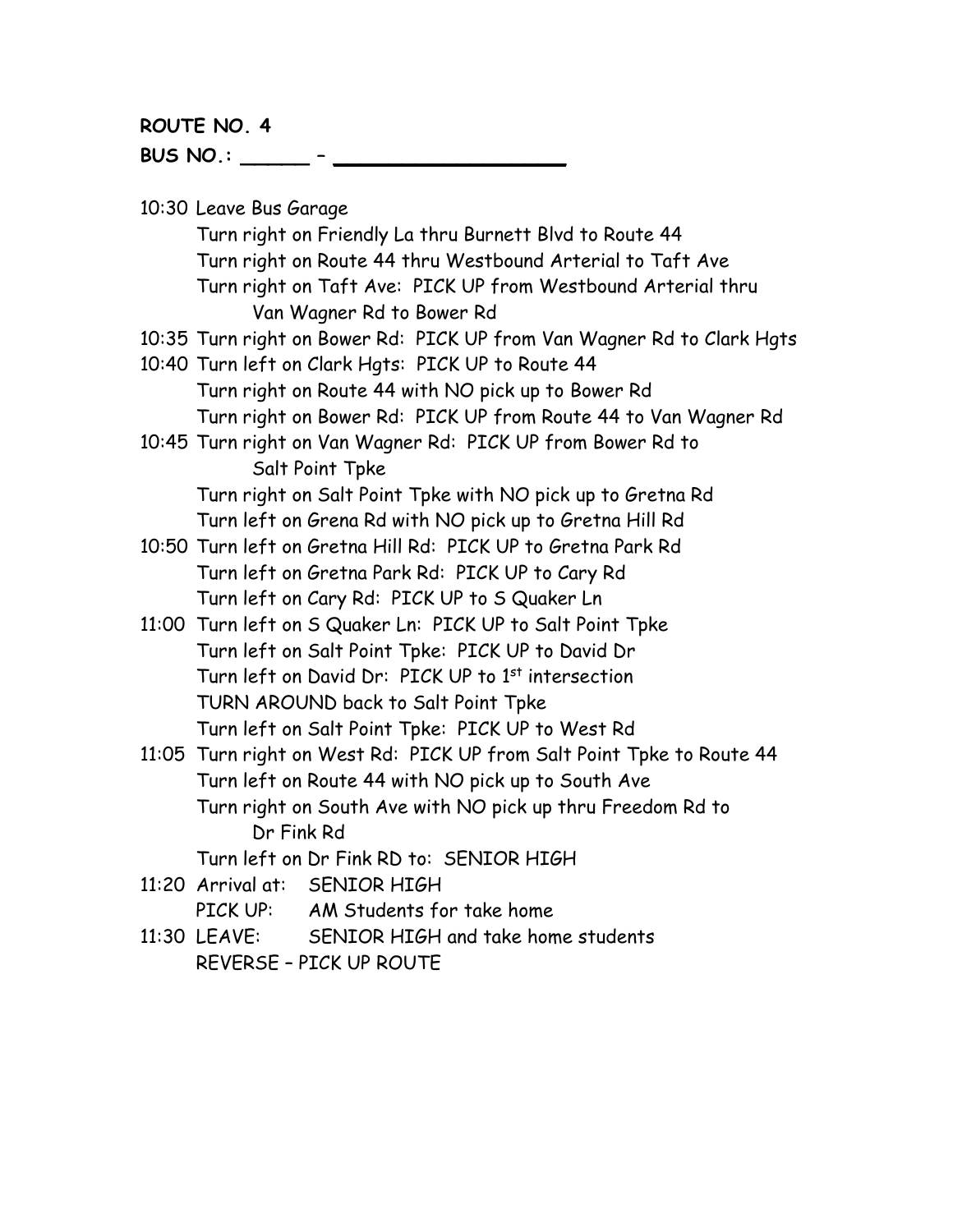**ROUTE NO. 4**

**BUS NO.: ______ – ____________________**

10:30 Leave Bus Garage
- Turn right on Friendly La thru Burnett Blvd to Route 44
- Turn right on Route 44 thru Westbound Arterial to Taft Ave
- Turn right on Taft Ave: PICK UP from Westbound Arterial thru Van Wagner Rd to Bower Rd

10:35 Turn right on Bower Rd: PICK UP from Van Wagner Rd to Clark Hgts

10:40 Turn left on Clark Hgts: PICK UP to Route 44
- Turn right on Route 44 with NO pick up to Bower Rd
- Turn right on Bower Rd: PICK UP from Route 44 to Van Wagner Rd

10:45 Turn right on Van Wagner Rd: PICK UP from Bower Rd to Salt Point Tpke
- Turn right on Salt Point Tpke with NO pick up to Gretna Rd
- Turn left on Grena Rd with NO pick up to Gretna Hill Rd

10:50 Turn left on Gretna Hill Rd: PICK UP to Gretna Park Rd
- Turn left on Gretna Park Rd: PICK UP to Cary Rd
- Turn left on Cary Rd: PICK UP to S Quaker Ln

11:00 Turn left on S Quaker Ln: PICK UP to Salt Point Tpke
- Turn left on Salt Point Tpke: PICK UP to David Dr
- Turn left on David Dr: PICK UP to 1st intersection
- TURN AROUND back to Salt Point Tpke
- Turn left on Salt Point Tpke: PICK UP to West Rd

11:05 Turn right on West Rd: PICK UP from Salt Point Tpke to Route 44
- Turn left on Route 44 with NO pick up to South Ave
- Turn right on South Ave with NO pick up thru Freedom Rd to Dr Fink Rd
- Turn left on Dr Fink RD to: SENIOR HIGH

11:20 Arrival at: SENIOR HIGH
- PICK UP: AM Students for take home

11:30 LEAVE: SENIOR HIGH and take home students
- REVERSE – PICK UP ROUTE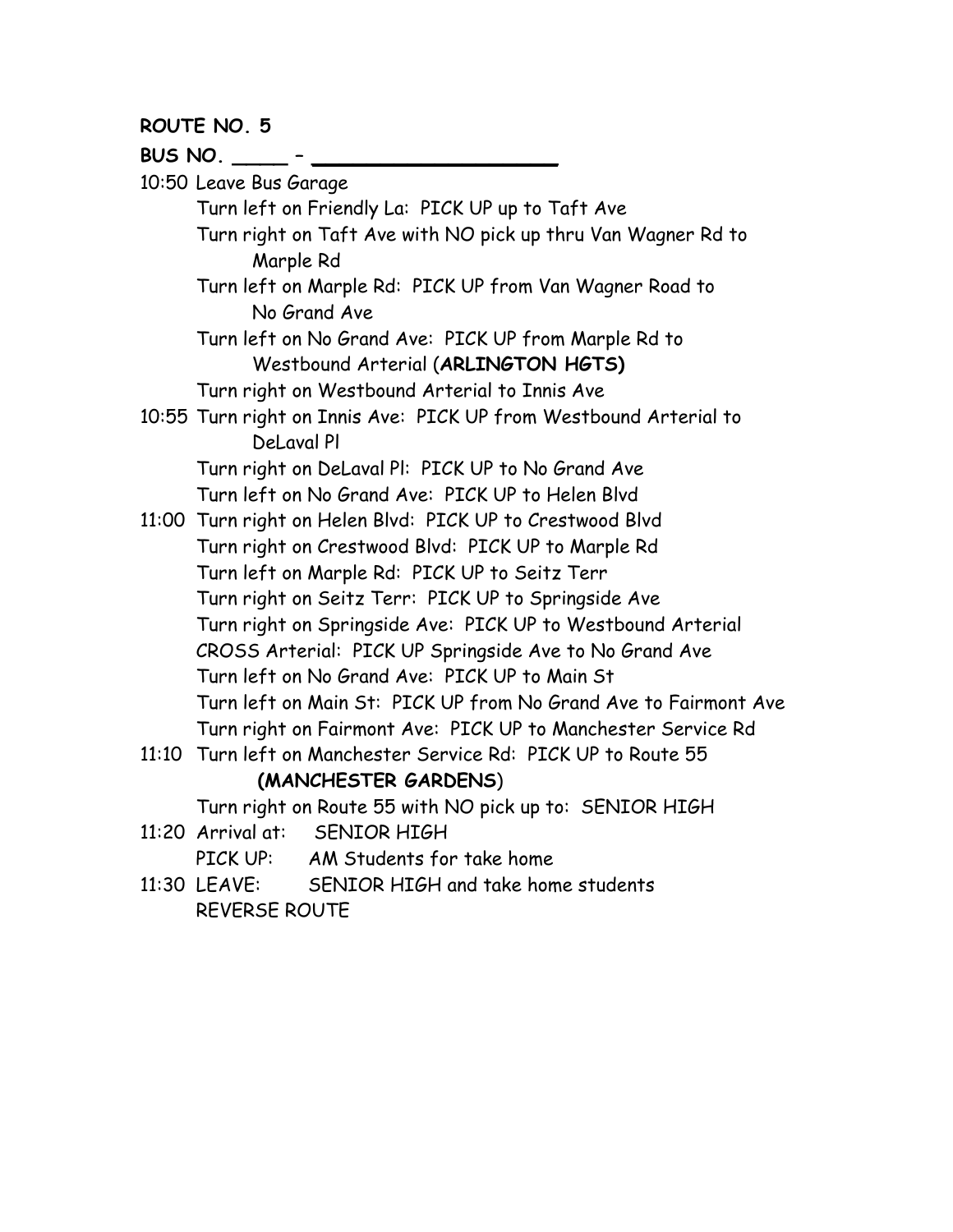**ROUTE NO. 5**

**BUS NO. _____ – ____________________**

10:50 Leave Bus Garage

Turn left on Friendly La: PICK UP up to Taft Ave

Turn right on Taft Ave with NO pick up thru Van Wagner Rd to Marple Rd

Turn left on Marple Rd: PICK UP from Van Wagner Road to No Grand Ave

Turn left on No Grand Ave: PICK UP from Marple Rd to Westbound Arterial (**ARLINGTON HGTS)**

Turn right on Westbound Arterial to Innis Ave

10:55 Turn right on Innis Ave: PICK UP from Westbound Arterial to DeLaval Pl

Turn right on DeLaval Pl: PICK UP to No Grand Ave

Turn left on No Grand Ave: PICK UP to Helen Blvd

11:00 Turn right on Helen Blvd: PICK UP to Crestwood Blvd

Turn right on Crestwood Blvd: PICK UP to Marple Rd

Turn left on Marple Rd: PICK UP to Seitz Terr

Turn right on Seitz Terr: PICK UP to Springside Ave

Turn right on Springside Ave: PICK UP to Westbound Arterial

CROSS Arterial: PICK UP Springside Ave to No Grand Ave

Turn left on No Grand Ave: PICK UP to Main St

Turn left on Main St: PICK UP from No Grand Ave to Fairmont Ave

Turn right on Fairmont Ave: PICK UP to Manchester Service Rd

11:10 Turn left on Manchester Service Rd: PICK UP to Route 55 **(MANCHESTER GARDENS**)

Turn right on Route 55 with NO pick up to: SENIOR HIGH

11:20 Arrival at: SENIOR HIGH

PICK UP: AM Students for take home

11:30 LEAVE: SENIOR HIGH and take home students

REVERSE ROUTE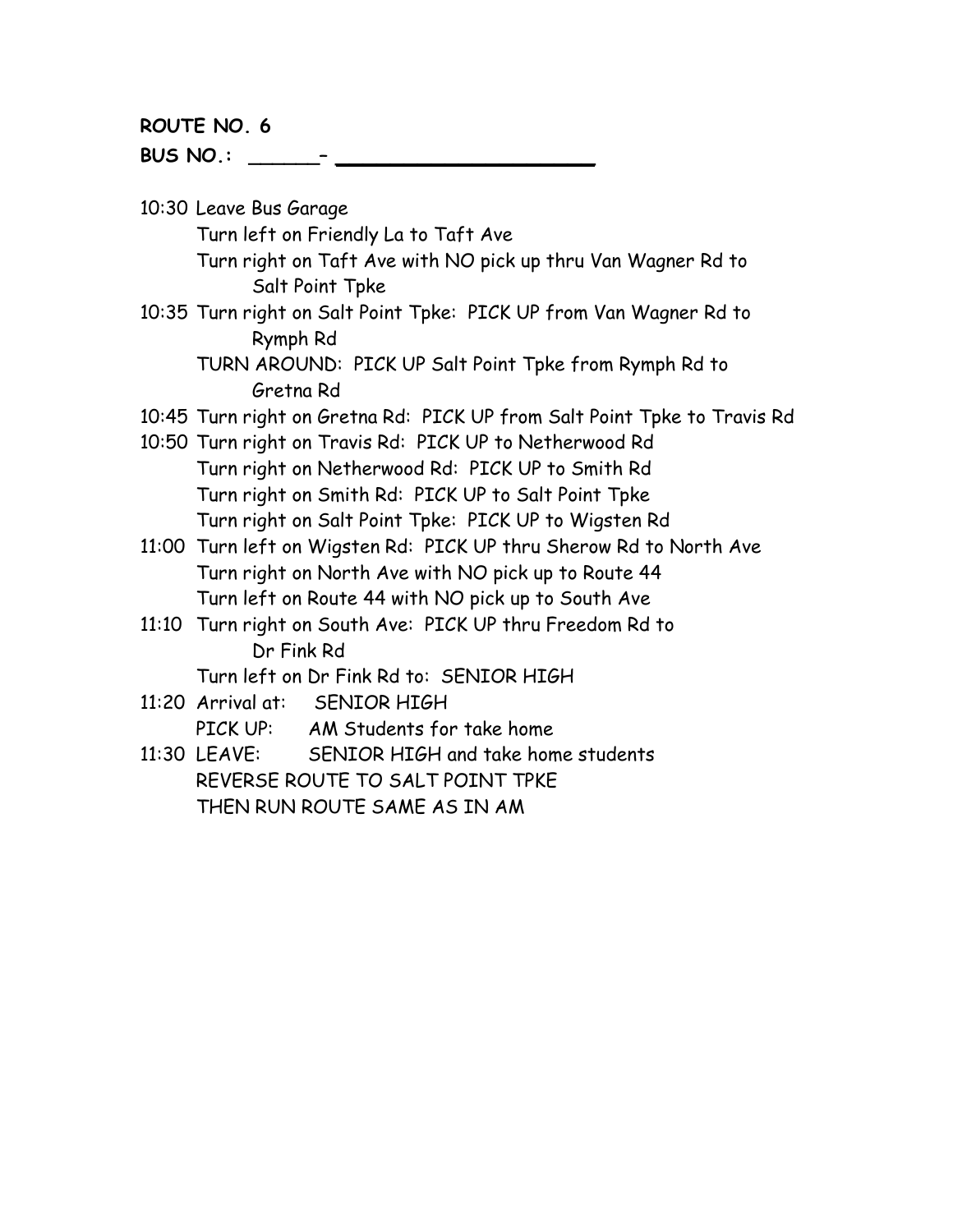**ROUTE NO. 6**

**BUS NO.: ______– ______________________**

10:30 Leave Bus Garage

Turn left on Friendly La to Taft Ave

Turn right on Taft Ave with NO pick up thru Van Wagner Rd to Salt Point Tpke

10:35 Turn right on Salt Point Tpke: PICK UP from Van Wagner Rd to Rymph Rd

TURN AROUND: PICK UP Salt Point Tpke from Rymph Rd to Gretna Rd

10:45 Turn right on Gretna Rd: PICK UP from Salt Point Tpke to Travis Rd

10:50 Turn right on Travis Rd: PICK UP to Netherwood Rd

Turn right on Netherwood Rd: PICK UP to Smith Rd

Turn right on Smith Rd: PICK UP to Salt Point Tpke

Turn right on Salt Point Tpke: PICK UP to Wigsten Rd

11:00 Turn left on Wigsten Rd: PICK UP thru Sherow Rd to North Ave

Turn right on North Ave with NO pick up to Route 44

Turn left on Route 44 with NO pick up to South Ave

11:10 Turn right on South Ave: PICK UP thru Freedom Rd to Dr Fink Rd

Turn left on Dr Fink Rd to: SENIOR HIGH

11:20 Arrival at: SENIOR HIGH

PICK UP: AM Students for take home

11:30 LEAVE: SENIOR HIGH and take home students

REVERSE ROUTE TO SALT POINT TPKE

THEN RUN ROUTE SAME AS IN AM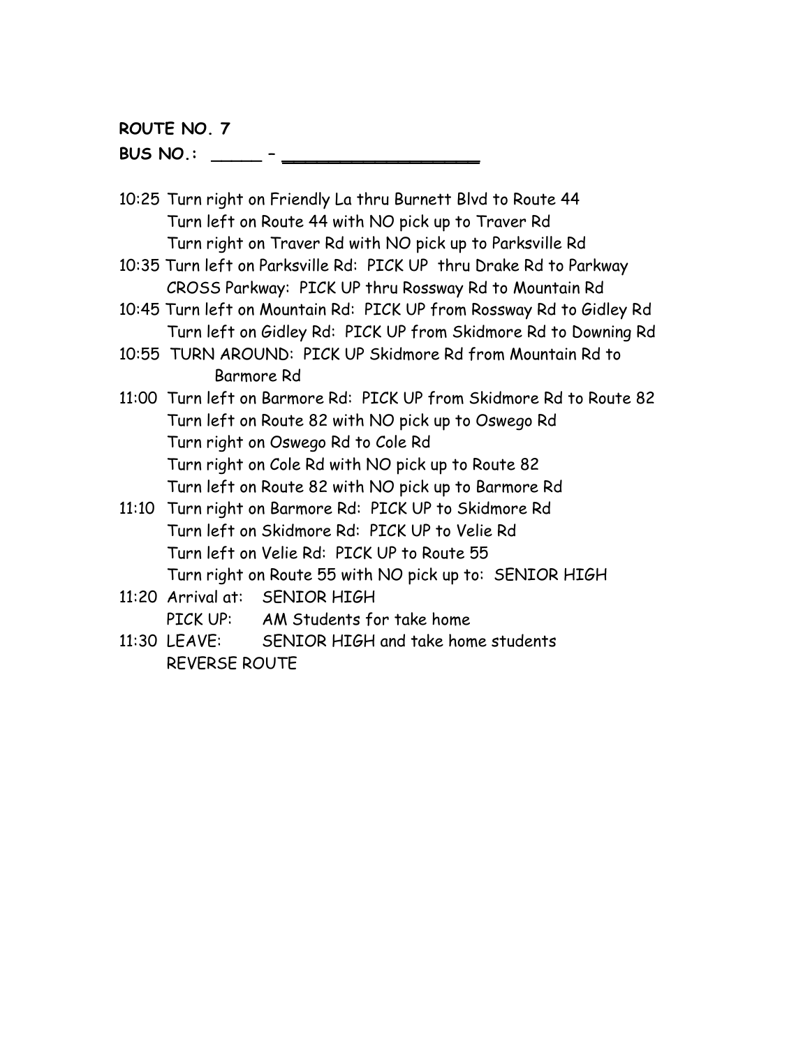**ROUTE NO. 7**

**BUS NO.: _____ – ___________________**

10:25 Turn right on Friendly La thru Burnett Blvd to Route 44
Turn left on Route 44 with NO pick up to Traver Rd
Turn right on Traver Rd with NO pick up to Parksville Rd

10:35 Turn left on Parksville Rd: PICK UP thru Drake Rd to Parkway
CROSS Parkway: PICK UP thru Rossway Rd to Mountain Rd

10:45 Turn left on Mountain Rd: PICK UP from Rossway Rd to Gidley Rd
Turn left on Gidley Rd: PICK UP from Skidmore Rd to Downing Rd

10:55 TURN AROUND: PICK UP Skidmore Rd from Mountain Rd to Barmore Rd

11:00 Turn left on Barmore Rd: PICK UP from Skidmore Rd to Route 82
Turn left on Route 82 with NO pick up to Oswego Rd
Turn right on Oswego Rd to Cole Rd
Turn right on Cole Rd with NO pick up to Route 82
Turn left on Route 82 with NO pick up to Barmore Rd

11:10 Turn right on Barmore Rd: PICK UP to Skidmore Rd
Turn left on Skidmore Rd: PICK UP to Velie Rd
Turn left on Velie Rd: PICK UP to Route 55
Turn right on Route 55 with NO pick up to: SENIOR HIGH

11:20 Arrival at: SENIOR HIGH
PICK UP: AM Students for take home

11:30 LEAVE: SENIOR HIGH and take home students
REVERSE ROUTE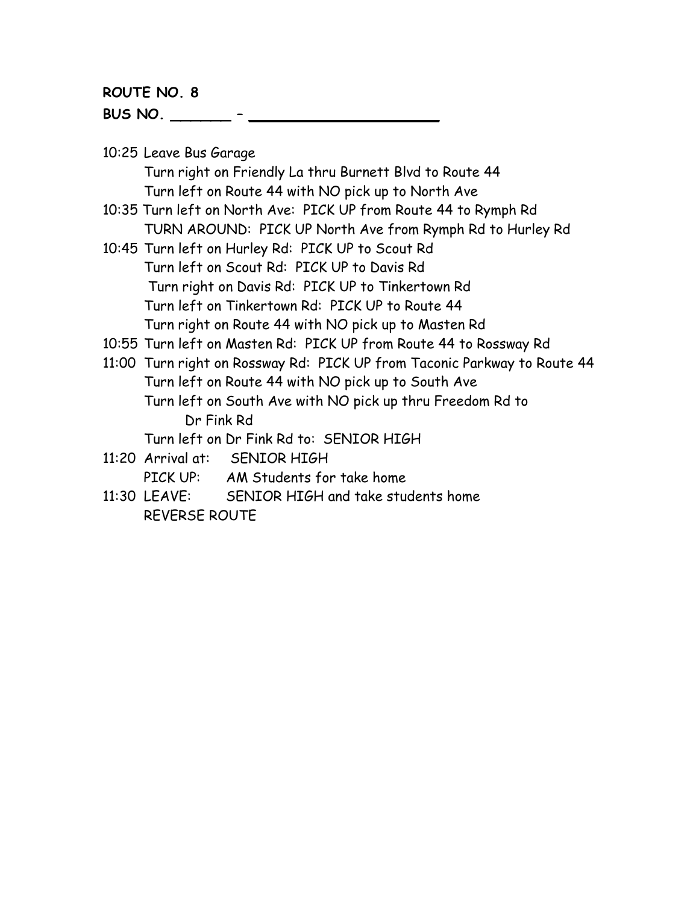**ROUTE NO. 8**

**BUS NO. _______ – ______________________**

10:25 Leave Bus Garage
 Turn right on Friendly La thru Burnett Blvd to Route 44
 Turn left on Route 44 with NO pick up to North Ave
10:35 Turn left on North Ave: PICK UP from Route 44 to Rymph Rd
 TURN AROUND: PICK UP North Ave from Rymph Rd to Hurley Rd
10:45 Turn left on Hurley Rd: PICK UP to Scout Rd
 Turn left on Scout Rd: PICK UP to Davis Rd
 Turn right on Davis Rd: PICK UP to Tinkertown Rd
 Turn left on Tinkertown Rd: PICK UP to Route 44
 Turn right on Route 44 with NO pick up to Masten Rd
10:55 Turn left on Masten Rd: PICK UP from Route 44 to Rossway Rd
11:00 Turn right on Rossway Rd: PICK UP from Taconic Parkway to Route 44
 Turn left on Route 44 with NO pick up to South Ave
 Turn left on South Ave with NO pick up thru Freedom Rd to
  Dr Fink Rd
 Turn left on Dr Fink Rd to: SENIOR HIGH
11:20 Arrival at: SENIOR HIGH
 PICK UP: AM Students for take home
11:30 LEAVE: SENIOR HIGH and take students home
 REVERSE ROUTE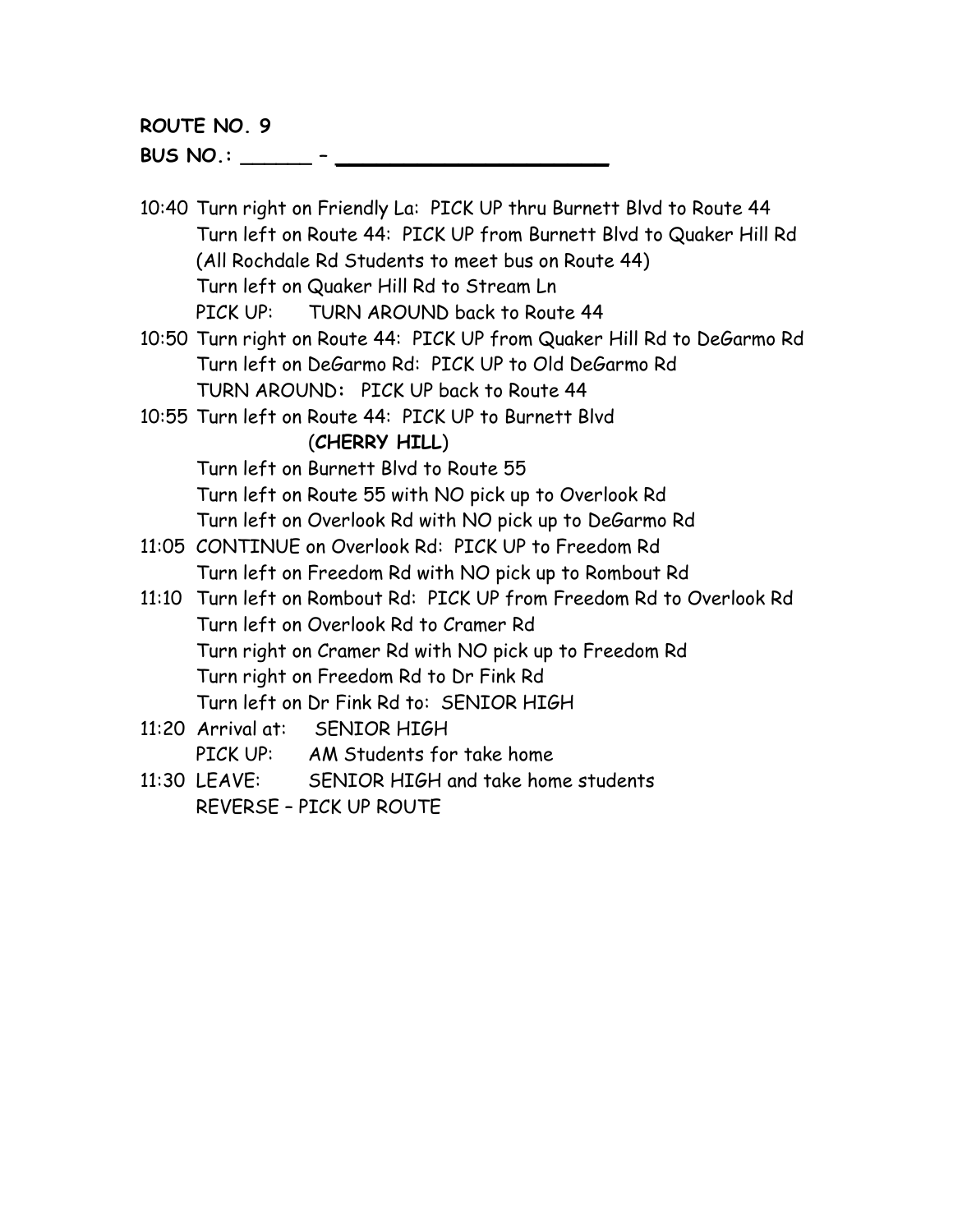**ROUTE NO. 9**

**BUS NO.: ______ – ______________________**

10:40 Turn right on Friendly La: PICK UP thru Burnett Blvd to Route 44
Turn left on Route 44: PICK UP from Burnett Blvd to Quaker Hill Rd
(All Rochdale Rd Students to meet bus on Route 44)
Turn left on Quaker Hill Rd to Stream Ln
PICK UP: TURN AROUND back to Route 44

10:50 Turn right on Route 44: PICK UP from Quaker Hill Rd to DeGarmo Rd
Turn left on DeGarmo Rd: PICK UP to Old DeGarmo Rd
TURN AROUND: PICK UP back to Route 44

10:55 Turn left on Route 44: PICK UP to Burnett Blvd
(**CHERRY HILL**)
Turn left on Burnett Blvd to Route 55
Turn left on Route 55 with NO pick up to Overlook Rd
Turn left on Overlook Rd with NO pick up to DeGarmo Rd

11:05 CONTINUE on Overlook Rd: PICK UP to Freedom Rd
Turn left on Freedom Rd with NO pick up to Rombout Rd

11:10 Turn left on Rombout Rd: PICK UP from Freedom Rd to Overlook Rd
Turn left on Overlook Rd to Cramer Rd
Turn right on Cramer Rd with NO pick up to Freedom Rd
Turn right on Freedom Rd to Dr Fink Rd
Turn left on Dr Fink Rd to: SENIOR HIGH

11:20 Arrival at: SENIOR HIGH
PICK UP: AM Students for take home

11:30 LEAVE: SENIOR HIGH and take home students
REVERSE – PICK UP ROUTE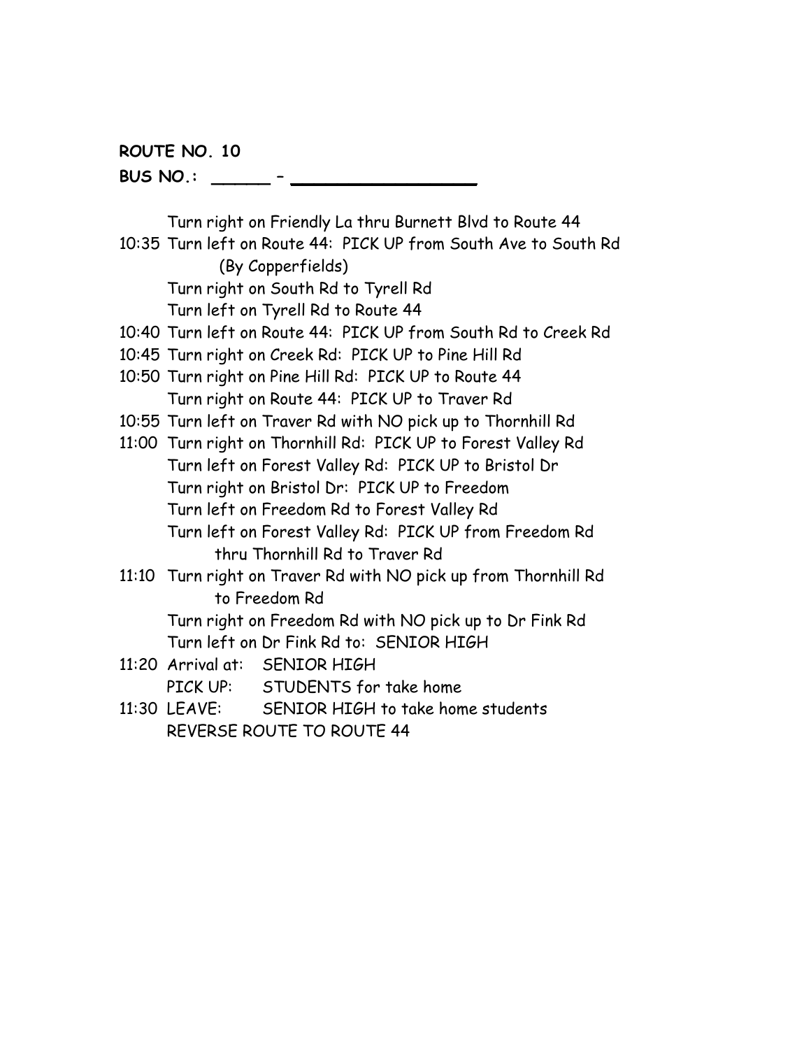**ROUTE NO. 10**

**BUS NO.: _____ – ________________**

Turn right on Friendly La thru Burnett Blvd to Route 44

10:35 Turn left on Route 44: PICK UP from South Ave to South Rd (By Copperfields)

Turn right on South Rd to Tyrell Rd

Turn left on Tyrell Rd to Route 44

10:40 Turn left on Route 44: PICK UP from South Rd to Creek Rd

10:45 Turn right on Creek Rd: PICK UP to Pine Hill Rd

10:50 Turn right on Pine Hill Rd: PICK UP to Route 44

Turn right on Route 44: PICK UP to Traver Rd

10:55 Turn left on Traver Rd with NO pick up to Thornhill Rd

11:00 Turn right on Thornhill Rd: PICK UP to Forest Valley Rd

Turn left on Forest Valley Rd: PICK UP to Bristol Dr

Turn right on Bristol Dr: PICK UP to Freedom

Turn left on Freedom Rd to Forest Valley Rd

Turn left on Forest Valley Rd: PICK UP from Freedom Rd thru Thornhill Rd to Traver Rd

11:10 Turn right on Traver Rd with NO pick up from Thornhill Rd to Freedom Rd

Turn right on Freedom Rd with NO pick up to Dr Fink Rd

Turn left on Dr Fink Rd to: SENIOR HIGH

11:20 Arrival at: SENIOR HIGH

PICK UP: STUDENTS for take home

11:30 LEAVE: SENIOR HIGH to take home students

REVERSE ROUTE TO ROUTE 44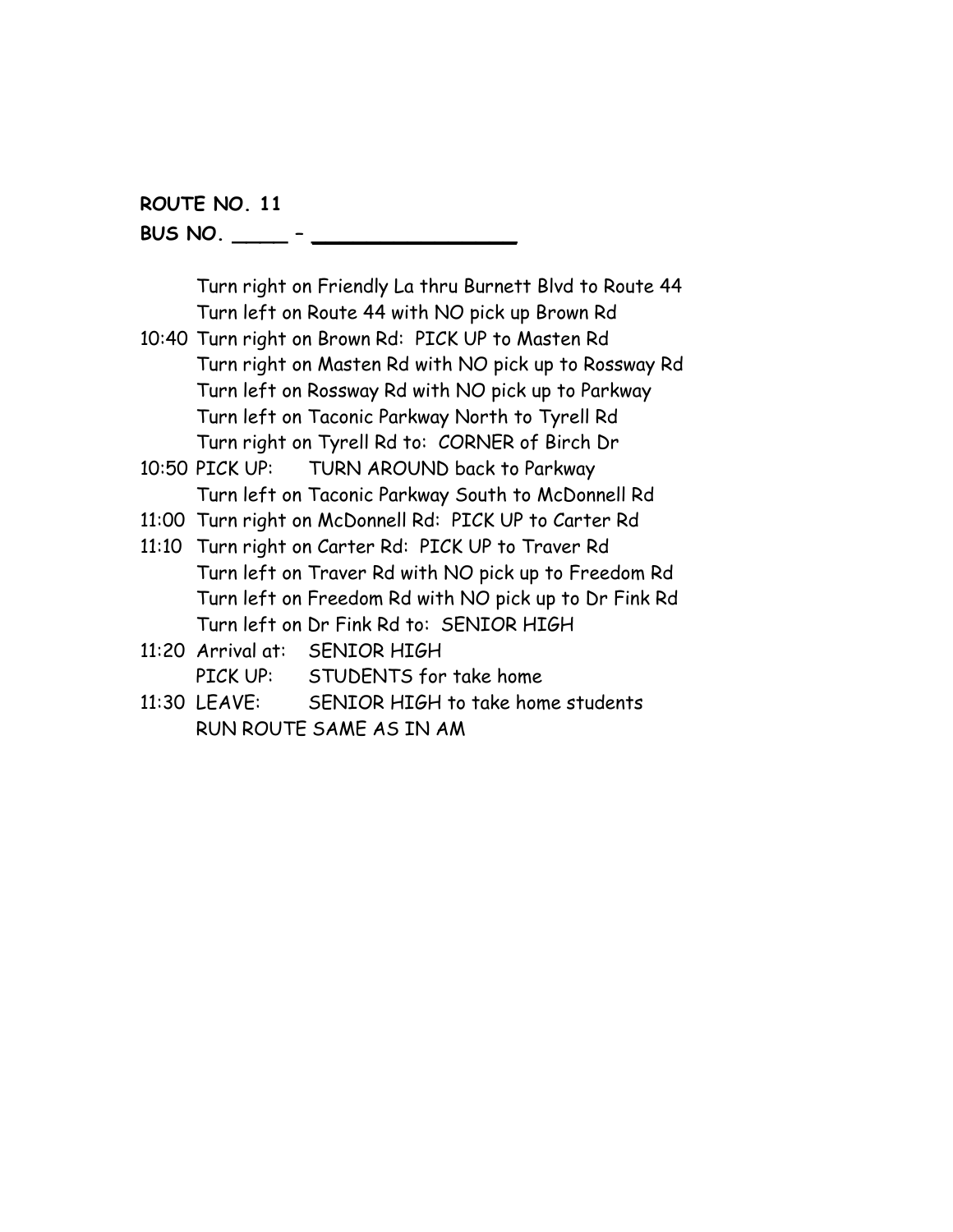**ROUTE NO. 11**
**BUS NO. _____ – __________________**

| | |
|---|---|
| | Turn right on Friendly La thru Burnett Blvd to Route 44 |
| | Turn left on Route 44 with NO pick up Brown Rd |
| 10:40 | Turn right on Brown Rd: PICK UP to Masten Rd |
| | Turn right on Masten Rd with NO pick up to Rossway Rd |
| | Turn left on Rossway Rd with NO pick up to Parkway |
| | Turn left on Taconic Parkway North to Tyrell Rd |
| | Turn right on Tyrell Rd to: CORNER of Birch Dr |
| 10:50 | PICK UP: TURN AROUND back to Parkway |
| | Turn left on Taconic Parkway South to McDonnell Rd |
| 11:00 | Turn right on McDonnell Rd: PICK UP to Carter Rd |
| 11:10 | Turn right on Carter Rd: PICK UP to Traver Rd |
| | Turn left on Traver Rd with NO pick up to Freedom Rd |
| | Turn left on Freedom Rd with NO pick up to Dr Fink Rd |
| | Turn left on Dr Fink Rd to: SENIOR HIGH |
| 11:20 | Arrival at: SENIOR HIGH |
| | PICK UP: STUDENTS for take home |
| 11:30 | LEAVE: SENIOR HIGH to take home students |
| | RUN ROUTE SAME AS IN AM |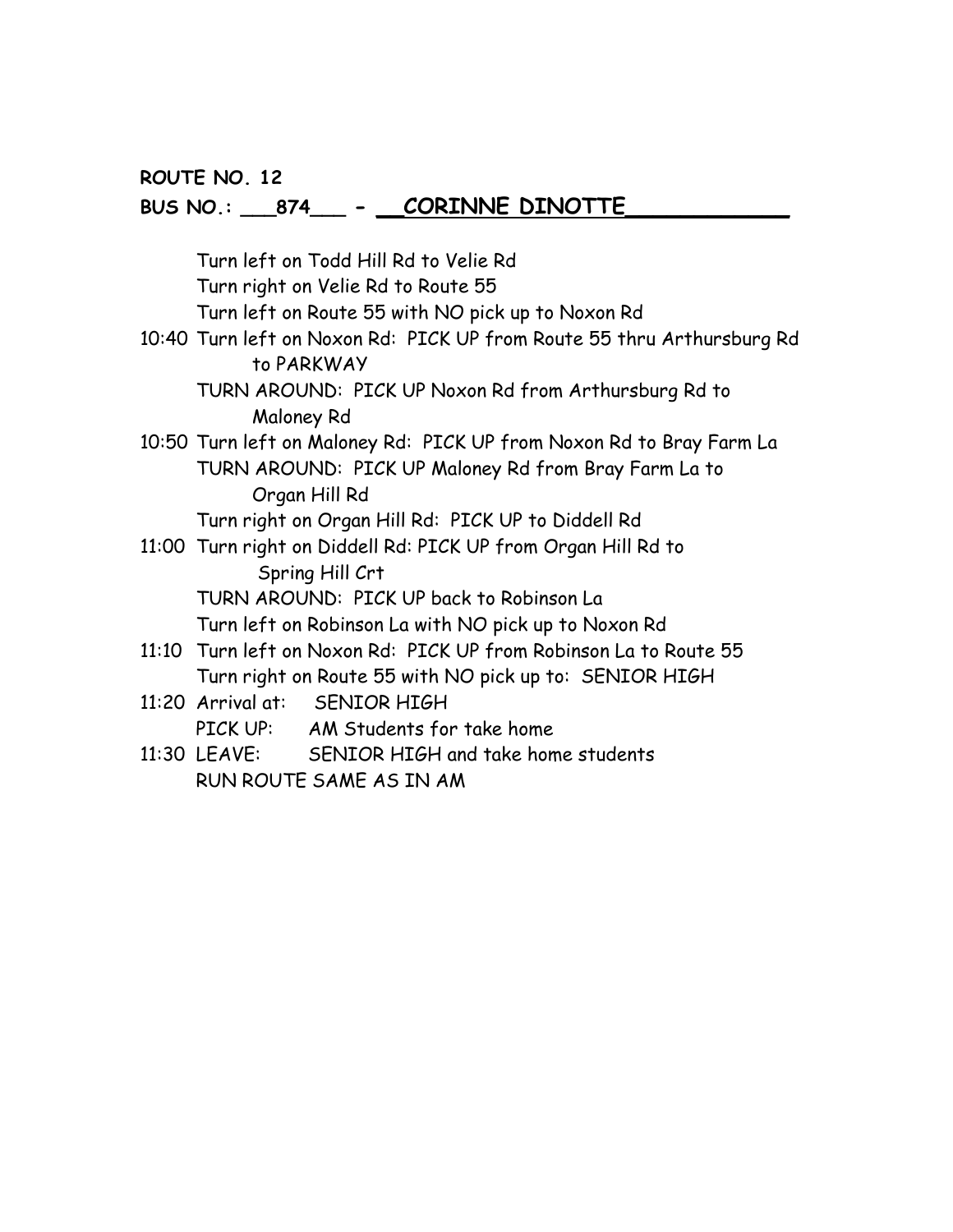**ROUTE NO. 12**

**BUS NO.: ___874___ - __CORINNE DINOTTE____________**

Turn left on Todd Hill Rd to Velie Rd
Turn right on Velie Rd to Route 55
Turn left on Route 55 with NO pick up to Noxon Rd

10:40 Turn left on Noxon Rd: PICK UP from Route 55 thru Arthursburg Rd to PARKWAY
TURN AROUND: PICK UP Noxon Rd from Arthursburg Rd to Maloney Rd

10:50 Turn left on Maloney Rd: PICK UP from Noxon Rd to Bray Farm La
TURN AROUND: PICK UP Maloney Rd from Bray Farm La to Organ Hill Rd
Turn right on Organ Hill Rd: PICK UP to Diddell Rd

11:00 Turn right on Diddell Rd: PICK UP from Organ Hill Rd to Spring Hill Crt
TURN AROUND: PICK UP back to Robinson La
Turn left on Robinson La with NO pick up to Noxon Rd

11:10 Turn left on Noxon Rd: PICK UP from Robinson La to Route 55
Turn right on Route 55 with NO pick up to: SENIOR HIGH

11:20 Arrival at: SENIOR HIGH
PICK UP: AM Students for take home

11:30 LEAVE: SENIOR HIGH and take home students
RUN ROUTE SAME AS IN AM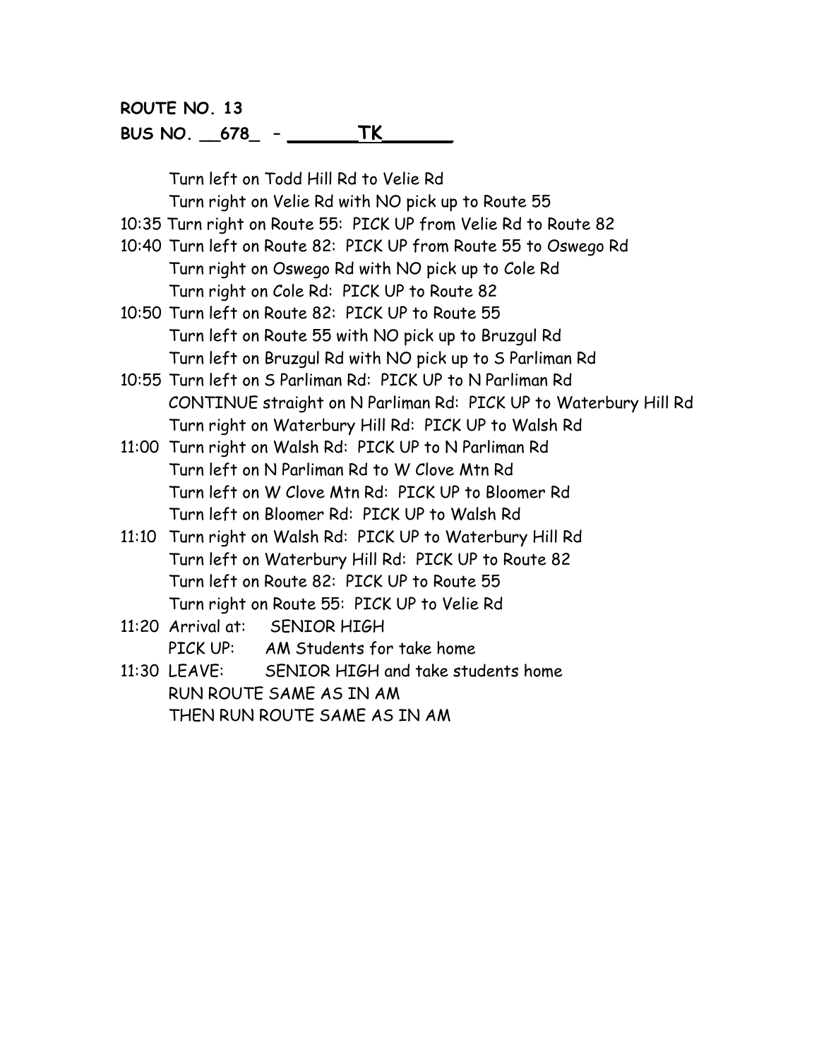**ROUTE NO. 13**

**BUS NO. __678_ – ______TK______**

Turn left on Todd Hill Rd to Velie Rd
Turn right on Velie Rd with NO pick up to Route 55
10:35 Turn right on Route 55: PICK UP from Velie Rd to Route 82
10:40 Turn left on Route 82: PICK UP from Route 55 to Oswego Rd
Turn right on Oswego Rd with NO pick up to Cole Rd
Turn right on Cole Rd: PICK UP to Route 82
10:50 Turn left on Route 82: PICK UP to Route 55
Turn left on Route 55 with NO pick up to Bruzgul Rd
Turn left on Bruzgul Rd with NO pick up to S Parliman Rd
10:55 Turn left on S Parliman Rd: PICK UP to N Parliman Rd
CONTINUE straight on N Parliman Rd: PICK UP to Waterbury Hill Rd
Turn right on Waterbury Hill Rd: PICK UP to Walsh Rd
11:00 Turn right on Walsh Rd: PICK UP to N Parliman Rd
Turn left on N Parliman Rd to W Clove Mtn Rd
Turn left on W Clove Mtn Rd: PICK UP to Bloomer Rd
Turn left on Bloomer Rd: PICK UP to Walsh Rd
11:10 Turn right on Walsh Rd: PICK UP to Waterbury Hill Rd
Turn left on Waterbury Hill Rd: PICK UP to Route 82
Turn left on Route 82: PICK UP to Route 55
Turn right on Route 55: PICK UP to Velie Rd
11:20 Arrival at: SENIOR HIGH
PICK UP: AM Students for take home
11:30 LEAVE: SENIOR HIGH and take students home
RUN ROUTE SAME AS IN AM
THEN RUN ROUTE SAME AS IN AM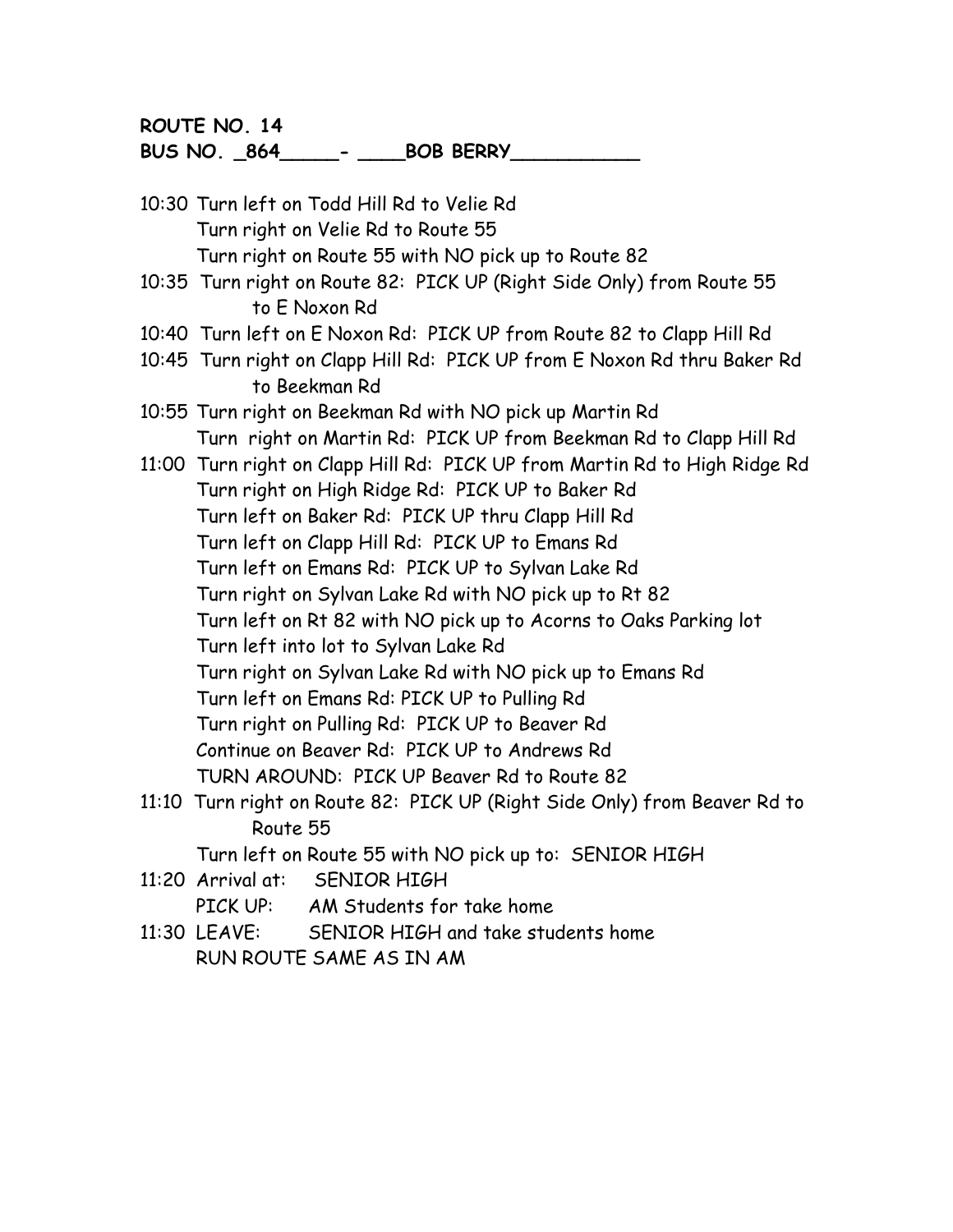**ROUTE NO. 14**
**BUS NO. _864_____- ____BOB BERRY___________**

10:30 Turn left on Todd Hill Rd to Velie Rd
Turn right on Velie Rd to Route 55
Turn right on Route 55 with NO pick up to Route 82

10:35 Turn right on Route 82: PICK UP (Right Side Only) from Route 55 to E Noxon Rd

10:40 Turn left on E Noxon Rd: PICK UP from Route 82 to Clapp Hill Rd

10:45 Turn right on Clapp Hill Rd: PICK UP from E Noxon Rd thru Baker Rd to Beekman Rd

10:55 Turn right on Beekman Rd with NO pick up Martin Rd
Turn right on Martin Rd: PICK UP from Beekman Rd to Clapp Hill Rd

11:00 Turn right on Clapp Hill Rd: PICK UP from Martin Rd to High Ridge Rd
Turn right on High Ridge Rd: PICK UP to Baker Rd
Turn left on Baker Rd: PICK UP thru Clapp Hill Rd
Turn left on Clapp Hill Rd: PICK UP to Emans Rd
Turn left on Emans Rd: PICK UP to Sylvan Lake Rd
Turn right on Sylvan Lake Rd with NO pick up to Rt 82
Turn left on Rt 82 with NO pick up to Acorns to Oaks Parking lot
Turn left into lot to Sylvan Lake Rd
Turn right on Sylvan Lake Rd with NO pick up to Emans Rd
Turn left on Emans Rd: PICK UP to Pulling Rd
Turn right on Pulling Rd: PICK UP to Beaver Rd
Continue on Beaver Rd: PICK UP to Andrews Rd
TURN AROUND: PICK UP Beaver Rd to Route 82

11:10 Turn right on Route 82: PICK UP (Right Side Only) from Beaver Rd to Route 55
Turn left on Route 55 with NO pick up to: SENIOR HIGH

11:20 Arrival at: SENIOR HIGH
PICK UP: AM Students for take home

11:30 LEAVE: SENIOR HIGH and take students home
RUN ROUTE SAME AS IN AM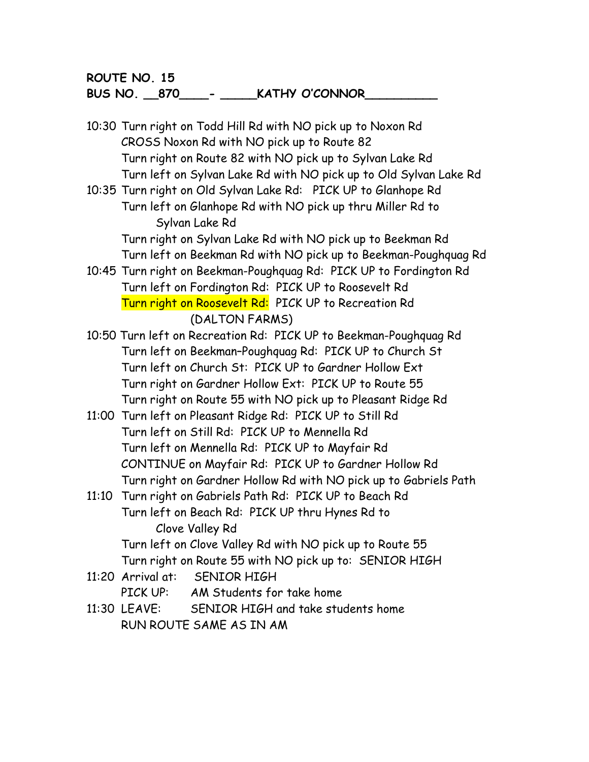**ROUTE NO. 15**
**BUS NO. \_\_870\_\_\_\_- \_\_\_\_\_KATHY O'CONNOR\_\_\_\_\_\_\_\_\_\_**

10:30 Turn right on Todd Hill Rd with NO pick up to Noxon Rd
CROSS Noxon Rd with NO pick up to Route 82
Turn right on Route 82 with NO pick up to Sylvan Lake Rd
Turn left on Sylvan Lake Rd with NO pick up to Old Sylvan Lake Rd

10:35 Turn right on Old Sylvan Lake Rd: PICK UP to Glanhope Rd
Turn left on Glanhope Rd with NO pick up thru Miller Rd to Sylvan Lake Rd
Turn right on Sylvan Lake Rd with NO pick up to Beekman Rd
Turn left on Beekman Rd with NO pick up to Beekman-Poughquag Rd

10:45 Turn right on Beekman-Poughquag Rd: PICK UP to Fordington Rd
Turn left on Fordington Rd: PICK UP to Roosevelt Rd
Turn right on Roosevelt Rd: PICK UP to Recreation Rd (DALTON FARMS)

10:50 Turn left on Recreation Rd: PICK UP to Beekman-Poughquag Rd
Turn left on Beekman–Poughquag Rd: PICK UP to Church St
Turn left on Church St: PICK UP to Gardner Hollow Ext
Turn right on Gardner Hollow Ext: PICK UP to Route 55
Turn right on Route 55 with NO pick up to Pleasant Ridge Rd

11:00 Turn left on Pleasant Ridge Rd: PICK UP to Still Rd
Turn left on Still Rd: PICK UP to Mennella Rd
Turn left on Mennella Rd: PICK UP to Mayfair Rd
CONTINUE on Mayfair Rd: PICK UP to Gardner Hollow Rd
Turn right on Gardner Hollow Rd with NO pick up to Gabriels Path

11:10 Turn right on Gabriels Path Rd: PICK UP to Beach Rd
Turn left on Beach Rd: PICK UP thru Hynes Rd to Clove Valley Rd
Turn left on Clove Valley Rd with NO pick up to Route 55
Turn right on Route 55 with NO pick up to: SENIOR HIGH

11:20 Arrival at: SENIOR HIGH
PICK UP: AM Students for take home

11:30 LEAVE: SENIOR HIGH and take students home
RUN ROUTE SAME AS IN AM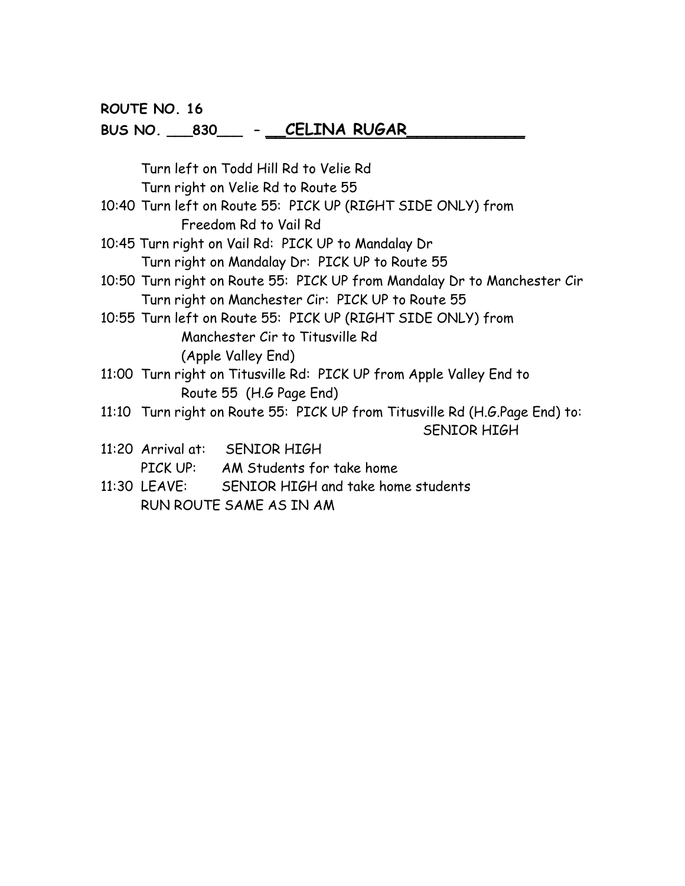**ROUTE NO. 16**

**BUS NO. \_\_\_830\_\_\_ – \_\_CELINA RUGAR\_\_\_\_\_\_\_\_\_\_\_\_**

Turn left on Todd Hill Rd to Velie Rd
Turn right on Velie Rd to Route 55

10:40 Turn left on Route 55: PICK UP (RIGHT SIDE ONLY) from Freedom Rd to Vail Rd

10:45 Turn right on Vail Rd: PICK UP to Mandalay Dr
Turn right on Mandalay Dr: PICK UP to Route 55

10:50 Turn right on Route 55: PICK UP from Mandalay Dr to Manchester Cir
Turn right on Manchester Cir: PICK UP to Route 55

10:55 Turn left on Route 55: PICK UP (RIGHT SIDE ONLY) from Manchester Cir to Titusville Rd (Apple Valley End)

11:00 Turn right on Titusville Rd: PICK UP from Apple Valley End to Route 55 (H.G Page End)

11:10 Turn right on Route 55: PICK UP from Titusville Rd (H.G.Page End) to: SENIOR HIGH

11:20 Arrival at: SENIOR HIGH
PICK UP: AM Students for take home

11:30 LEAVE: SENIOR HIGH and take home students
RUN ROUTE SAME AS IN AM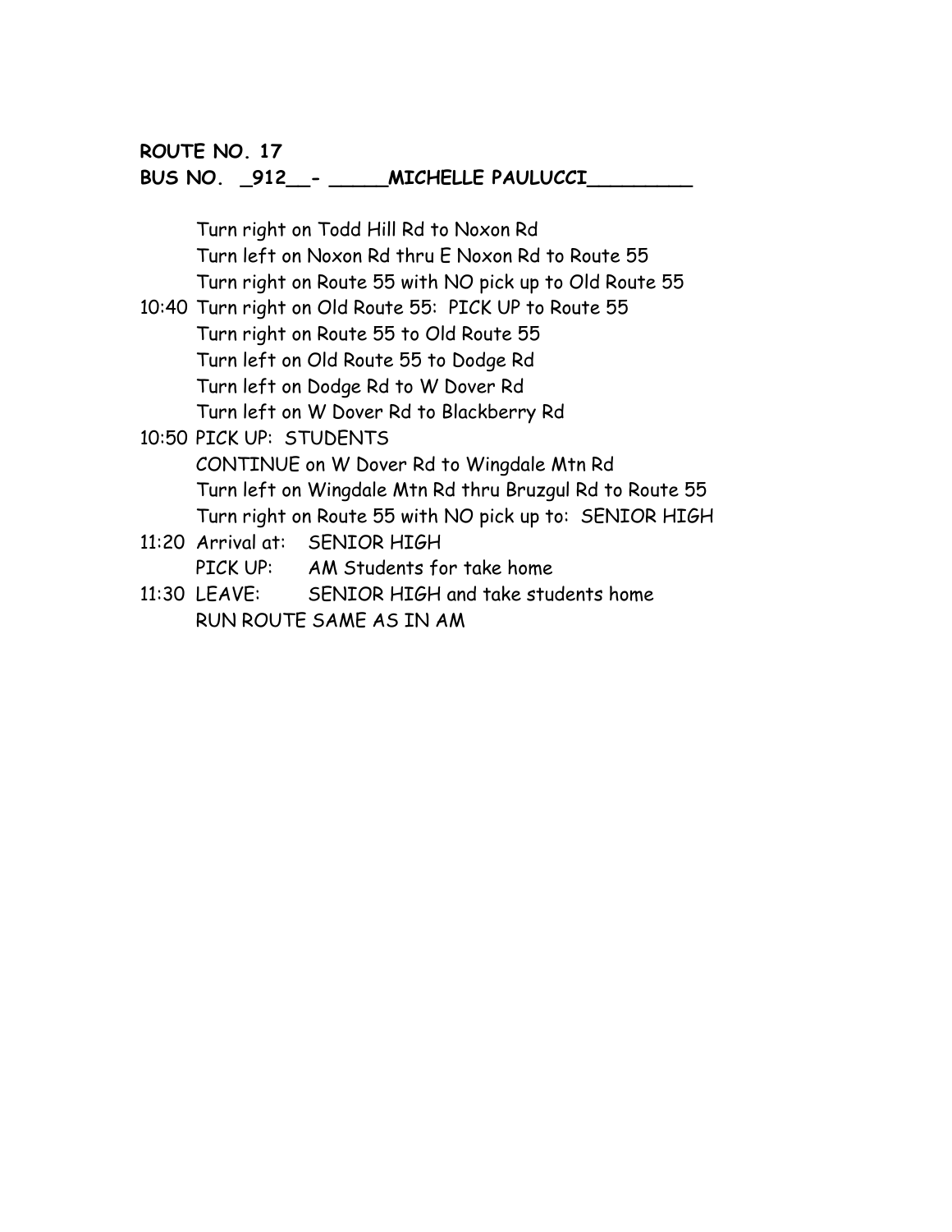**ROUTE NO. 17**
**BUS NO. _912__- _____MICHELLE PAULUCCI_________**

Turn right on Todd Hill Rd to Noxon Rd
Turn left on Noxon Rd thru E Noxon Rd to Route 55
Turn right on Route 55 with NO pick up to Old Route 55
10:40 Turn right on Old Route 55: PICK UP to Route 55
Turn right on Route 55 to Old Route 55
Turn left on Old Route 55 to Dodge Rd
Turn left on Dodge Rd to W Dover Rd
Turn left on W Dover Rd to Blackberry Rd
10:50 PICK UP: STUDENTS
CONTINUE on W Dover Rd to Wingdale Mtn Rd
Turn left on Wingdale Mtn Rd thru Bruzgul Rd to Route 55
Turn right on Route 55 with NO pick up to: SENIOR HIGH
11:20 Arrival at: SENIOR HIGH
PICK UP: AM Students for take home
11:30 LEAVE: SENIOR HIGH and take students home
RUN ROUTE SAME AS IN AM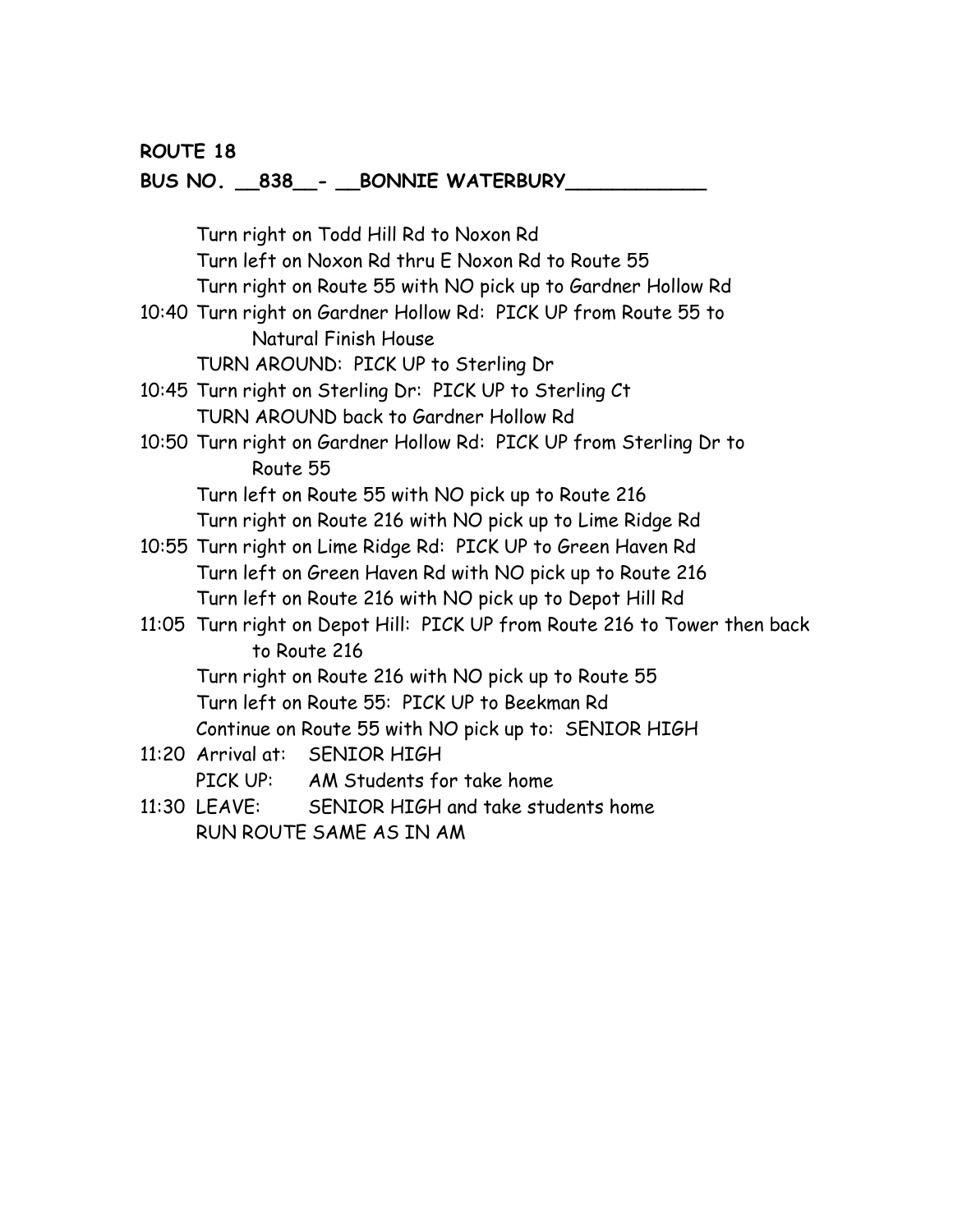**ROUTE 18**

**BUS NO. \_\_838\_\_- \_\_BONNIE WATERBURY\_\_\_\_\_\_\_\_\_\_\_\_**

Turn right on Todd Hill Rd to Noxon Rd
Turn left on Noxon Rd thru E Noxon Rd to Route 55
Turn right on Route 55 with NO pick up to Gardner Hollow Rd

10:40 Turn right on Gardner Hollow Rd: PICK UP from Route 55 to Natural Finish House
TURN AROUND: PICK UP to Sterling Dr

10:45 Turn right on Sterling Dr: PICK UP to Sterling Ct
TURN AROUND back to Gardner Hollow Rd

10:50 Turn right on Gardner Hollow Rd: PICK UP from Sterling Dr to Route 55
Turn left on Route 55 with NO pick up to Route 216
Turn right on Route 216 with NO pick up to Lime Ridge Rd

10:55 Turn right on Lime Ridge Rd: PICK UP to Green Haven Rd
Turn left on Green Haven Rd with NO pick up to Route 216
Turn left on Route 216 with NO pick up to Depot Hill Rd

11:05 Turn right on Depot Hill: PICK UP from Route 216 to Tower then back to Route 216
Turn right on Route 216 with NO pick up to Route 55
Turn left on Route 55: PICK UP to Beekman Rd
Continue on Route 55 with NO pick up to: SENIOR HIGH

11:20 Arrival at: SENIOR HIGH
PICK UP: AM Students for take home

11:30 LEAVE: SENIOR HIGH and take students home
RUN ROUTE SAME AS IN AM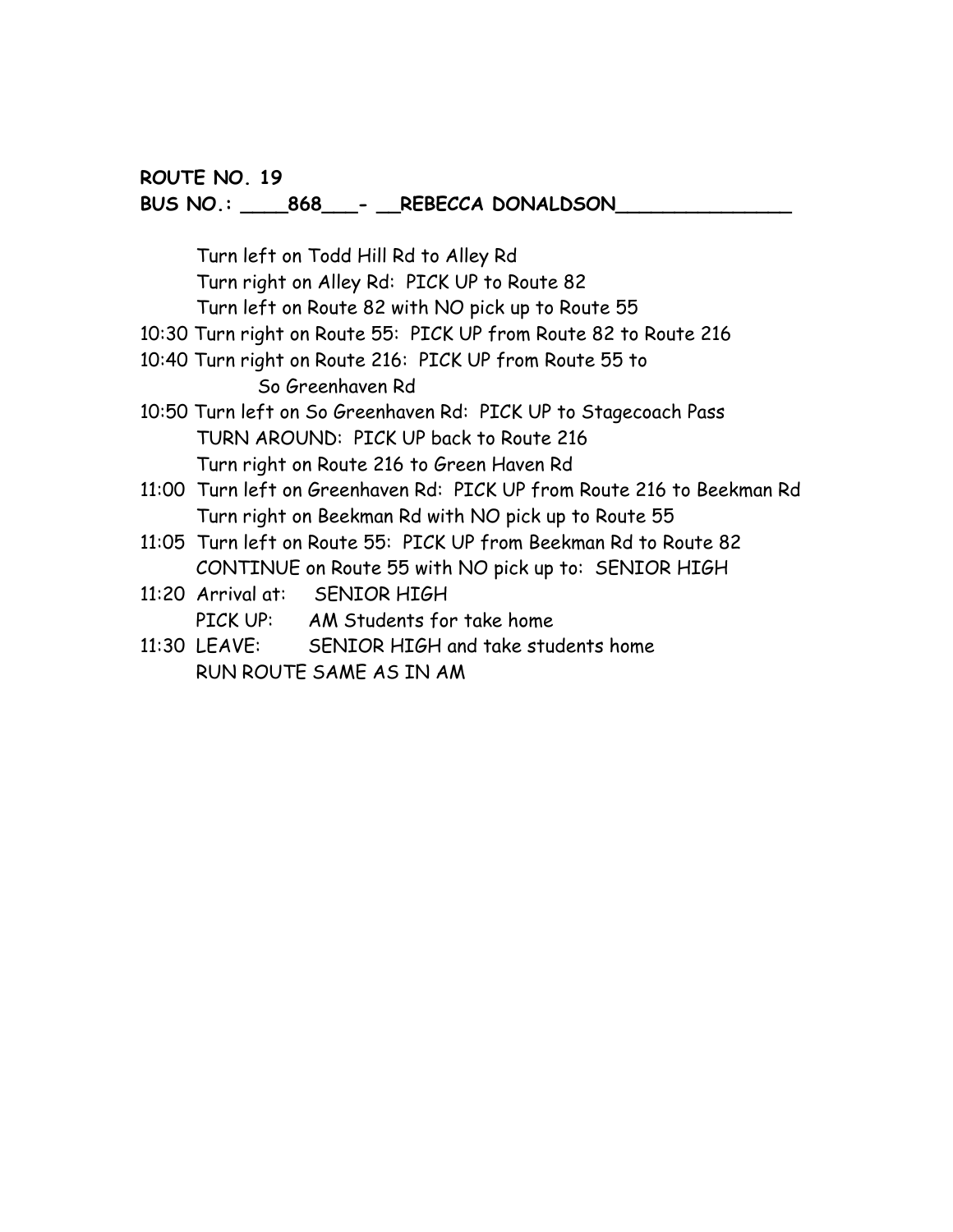**ROUTE NO. 19**
**BUS NO.: ____868___- __REBECCA DONALDSON_______________**

Turn left on Todd Hill Rd to Alley Rd
Turn right on Alley Rd: PICK UP to Route 82
Turn left on Route 82 with NO pick up to Route 55
10:30 Turn right on Route 55: PICK UP from Route 82 to Route 216
10:40 Turn right on Route 216: PICK UP from Route 55 to So Greenhaven Rd
10:50 Turn left on So Greenhaven Rd: PICK UP to Stagecoach Pass
TURN AROUND: PICK UP back to Route 216
Turn right on Route 216 to Green Haven Rd
11:00 Turn left on Greenhaven Rd: PICK UP from Route 216 to Beekman Rd
Turn right on Beekman Rd with NO pick up to Route 55
11:05 Turn left on Route 55: PICK UP from Beekman Rd to Route 82
CONTINUE on Route 55 with NO pick up to: SENIOR HIGH
11:20 Arrival at: SENIOR HIGH
PICK UP: AM Students for take home
11:30 LEAVE: SENIOR HIGH and take students home
RUN ROUTE SAME AS IN AM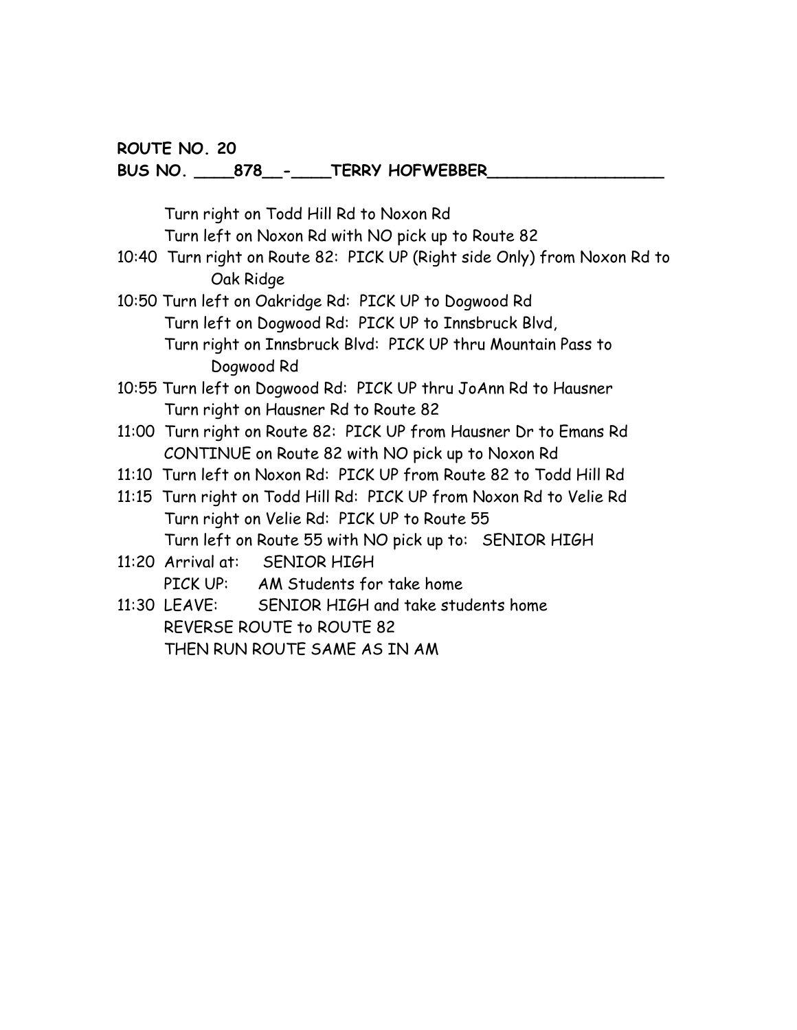**ROUTE NO. 20**
**BUS NO. ____878__-____TERRY HOFWEBBER_________________**

Turn right on Todd Hill Rd to Noxon Rd
Turn left on Noxon Rd with NO pick up to Route 82
10:40 Turn right on Route 82: PICK UP (Right side Only) from Noxon Rd to Oak Ridge
10:50 Turn left on Oakridge Rd: PICK UP to Dogwood Rd
Turn left on Dogwood Rd: PICK UP to Innsbruck Blvd,
Turn right on Innsbruck Blvd: PICK UP thru Mountain Pass to Dogwood Rd
10:55 Turn left on Dogwood Rd: PICK UP thru JoAnn Rd to Hausner
Turn right on Hausner Rd to Route 82
11:00 Turn right on Route 82: PICK UP from Hausner Dr to Emans Rd
CONTINUE on Route 82 with NO pick up to Noxon Rd
11:10 Turn left on Noxon Rd: PICK UP from Route 82 to Todd Hill Rd
11:15 Turn right on Todd Hill Rd: PICK UP from Noxon Rd to Velie Rd
Turn right on Velie Rd: PICK UP to Route 55
Turn left on Route 55 with NO pick up to: SENIOR HIGH
11:20 Arrival at: SENIOR HIGH
PICK UP: AM Students for take home
11:30 LEAVE: SENIOR HIGH and take students home
REVERSE ROUTE to ROUTE 82
THEN RUN ROUTE SAME AS IN AM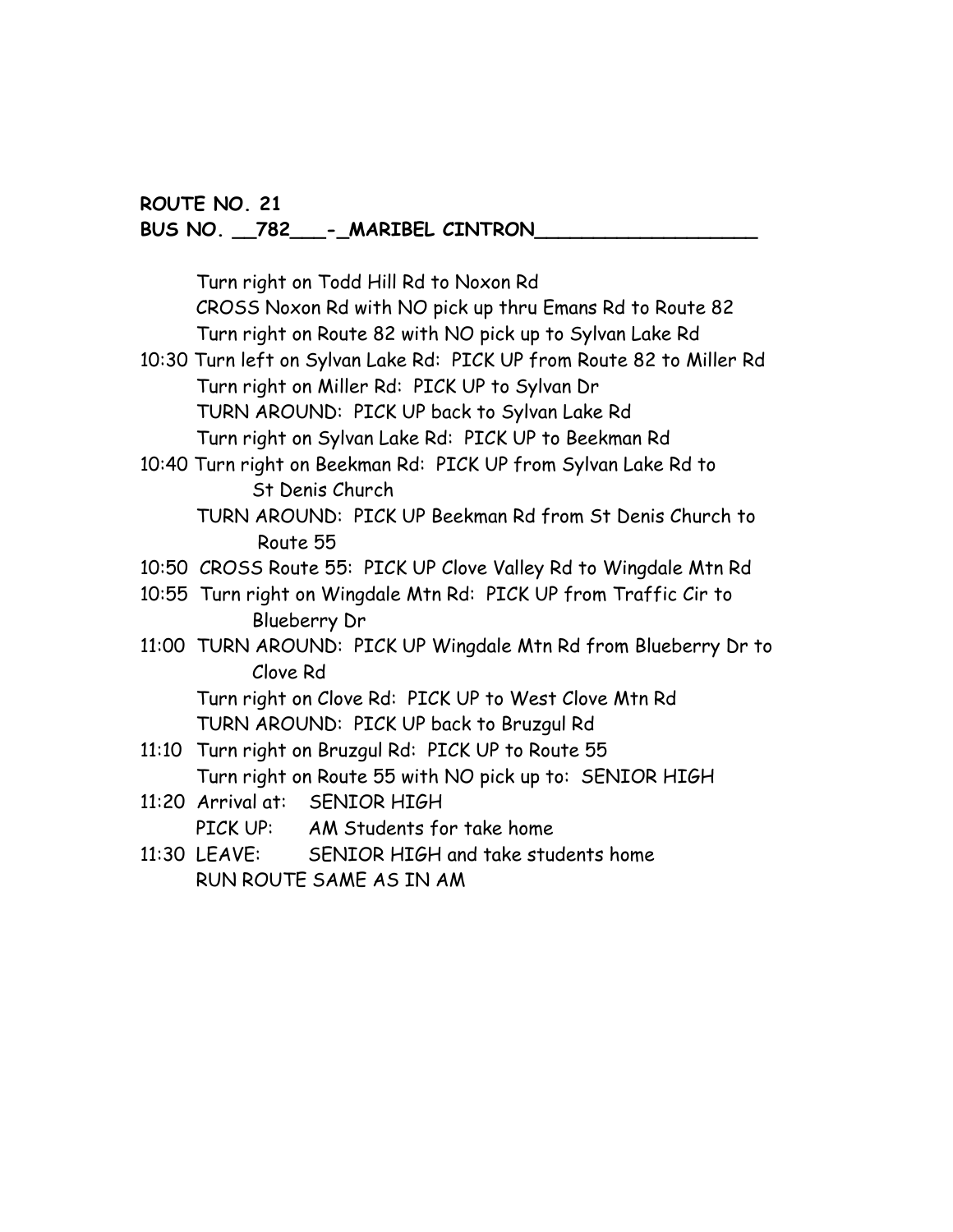**ROUTE NO. 21**
**BUS NO. __782___-_MARIBEL CINTRON___________________**

Turn right on Todd Hill Rd to Noxon Rd
CROSS Noxon Rd with NO pick up thru Emans Rd to Route 82
Turn right on Route 82 with NO pick up to Sylvan Lake Rd
10:30 Turn left on Sylvan Lake Rd: PICK UP from Route 82 to Miller Rd
Turn right on Miller Rd: PICK UP to Sylvan Dr
TURN AROUND: PICK UP back to Sylvan Lake Rd
Turn right on Sylvan Lake Rd: PICK UP to Beekman Rd
10:40 Turn right on Beekman Rd: PICK UP from Sylvan Lake Rd to St Denis Church
TURN AROUND: PICK UP Beekman Rd from St Denis Church to Route 55
10:50 CROSS Route 55: PICK UP Clove Valley Rd to Wingdale Mtn Rd
10:55 Turn right on Wingdale Mtn Rd: PICK UP from Traffic Cir to Blueberry Dr
11:00 TURN AROUND: PICK UP Wingdale Mtn Rd from Blueberry Dr to Clove Rd
Turn right on Clove Rd: PICK UP to West Clove Mtn Rd
TURN AROUND: PICK UP back to Bruzgul Rd
11:10 Turn right on Bruzgul Rd: PICK UP to Route 55
Turn right on Route 55 with NO pick up to: SENIOR HIGH
11:20 Arrival at: SENIOR HIGH
PICK UP: AM Students for take home
11:30 LEAVE: SENIOR HIGH and take students home
RUN ROUTE SAME AS IN AM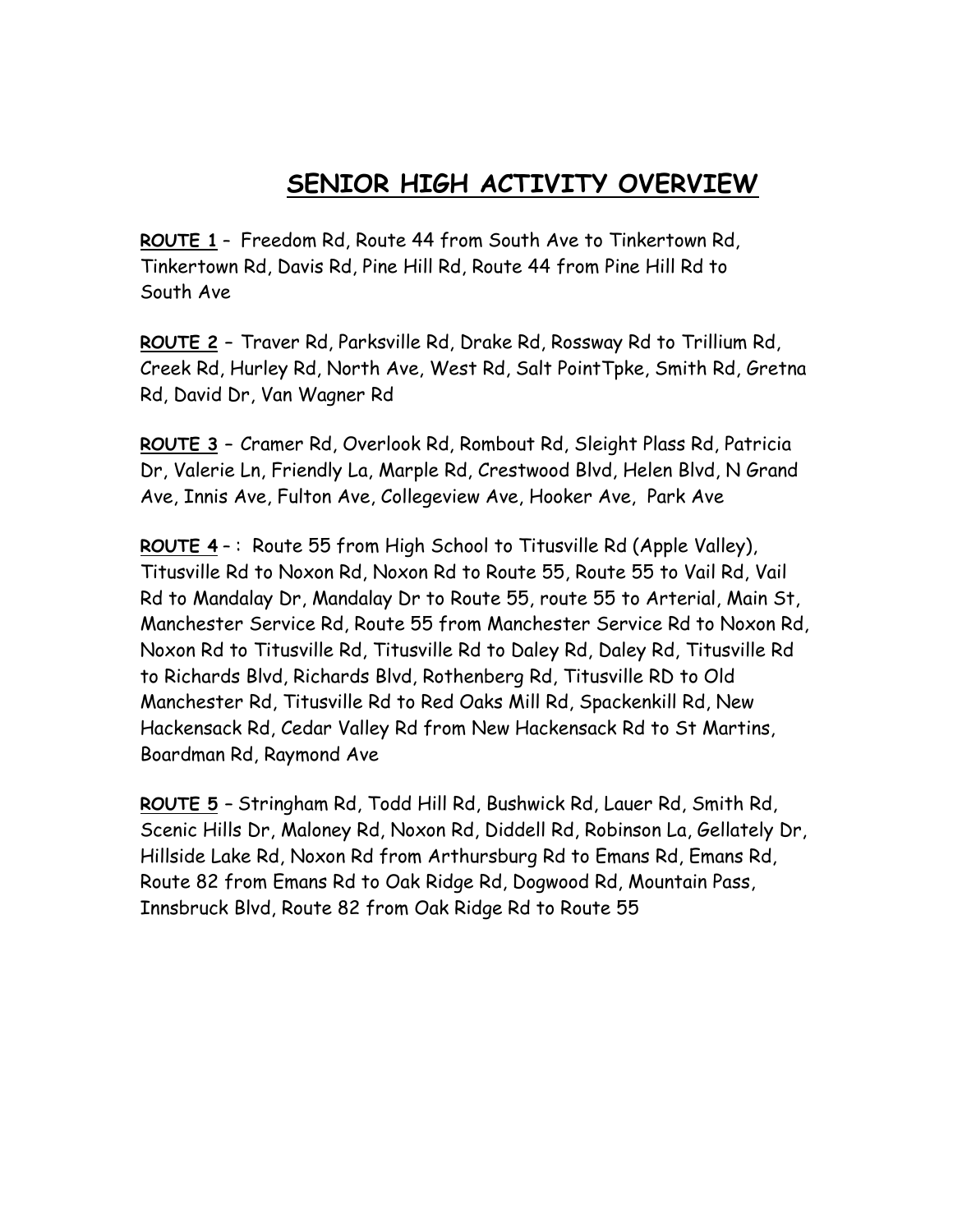# SENIOR HIGH ACTIVITY OVERVIEW

**ROUTE 1** – Freedom Rd, Route 44 from South Ave to Tinkertown Rd, Tinkertown Rd, Davis Rd, Pine Hill Rd, Route 44 from Pine Hill Rd to South Ave

**ROUTE 2** – Traver Rd, Parksville Rd, Drake Rd, Rossway Rd to Trillium Rd, Creek Rd, Hurley Rd, North Ave, West Rd, Salt PointTpke, Smith Rd, Gretna Rd, David Dr, Van Wagner Rd

**ROUTE 3** – Cramer Rd, Overlook Rd, Rombout Rd, Sleight Plass Rd, Patricia Dr, Valerie Ln, Friendly La, Marple Rd, Crestwood Blvd, Helen Blvd, N Grand Ave, Innis Ave, Fulton Ave, Collegeview Ave, Hooker Ave, Park Ave

**ROUTE 4** – : Route 55 from High School to Titusville Rd (Apple Valley), Titusville Rd to Noxon Rd, Noxon Rd to Route 55, Route 55 to Vail Rd, Vail Rd to Mandalay Dr, Mandalay Dr to Route 55, route 55 to Arterial, Main St, Manchester Service Rd, Route 55 from Manchester Service Rd to Noxon Rd, Noxon Rd to Titusville Rd, Titusville Rd to Daley Rd, Daley Rd, Titusville Rd to Richards Blvd, Richards Blvd, Rothenberg Rd, Titusville RD to Old Manchester Rd, Titusville Rd to Red Oaks Mill Rd, Spackenkill Rd, New Hackensack Rd, Cedar Valley Rd from New Hackensack Rd to St Martins, Boardman Rd, Raymond Ave

**ROUTE 5** – Stringham Rd, Todd Hill Rd, Bushwick Rd, Lauer Rd, Smith Rd, Scenic Hills Dr, Maloney Rd, Noxon Rd, Diddell Rd, Robinson La, Gellately Dr, Hillside Lake Rd, Noxon Rd from Arthursburg Rd to Emans Rd, Emans Rd, Route 82 from Emans Rd to Oak Ridge Rd, Dogwood Rd, Mountain Pass, Innsbruck Blvd, Route 82 from Oak Ridge Rd to Route 55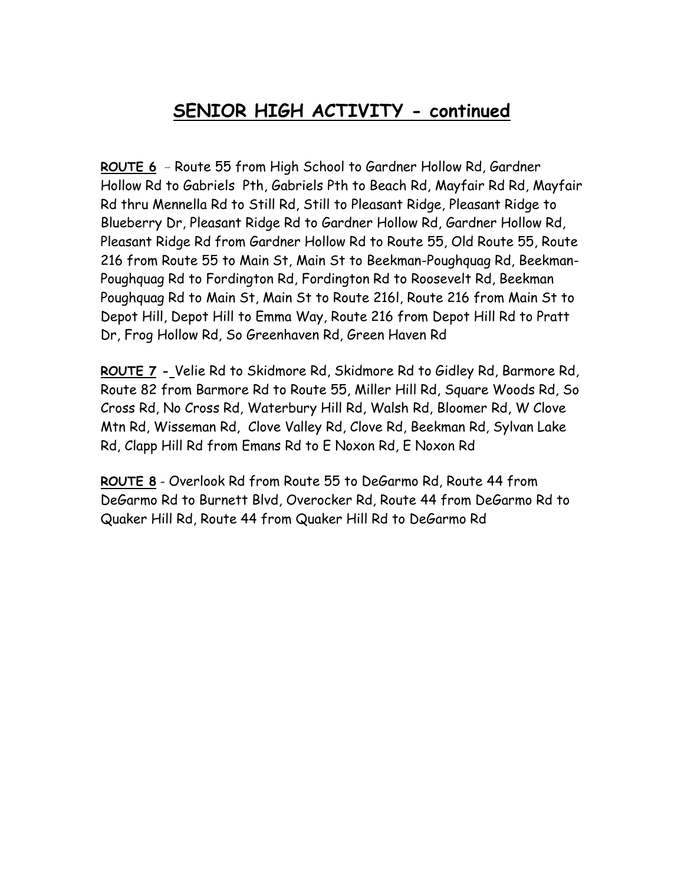## SENIOR HIGH ACTIVITY - continued

**ROUTE 6** – Route 55 from High School to Gardner Hollow Rd, Gardner Hollow Rd to Gabriels Pth, Gabriels Pth to Beach Rd, Mayfair Rd Rd, Mayfair Rd thru Mennella Rd to Still Rd, Still to Pleasant Ridge, Pleasant Ridge to Blueberry Dr, Pleasant Ridge Rd to Gardner Hollow Rd, Gardner Hollow Rd, Pleasant Ridge Rd from Gardner Hollow Rd to Route 55, Old Route 55, Route 216 from Route 55 to Main St, Main St to Beekman-Poughquag Rd, Beekman-Poughquag Rd to Fordington Rd, Fordington Rd to Roosevelt Rd, Beekman Poughquag Rd to Main St, Main St to Route 216l, Route 216 from Main St to Depot Hill, Depot Hill to Emma Way, Route 216 from Depot Hill Rd to Pratt Dr, Frog Hollow Rd, So Greenhaven Rd, Green Haven Rd

**ROUTE 7** - Velie Rd to Skidmore Rd, Skidmore Rd to Gidley Rd, Barmore Rd, Route 82 from Barmore Rd to Route 55, Miller Hill Rd, Square Woods Rd, So Cross Rd, No Cross Rd, Waterbury Hill Rd, Walsh Rd, Bloomer Rd, W Clove Mtn Rd, Wisseman Rd, Clove Valley Rd, Clove Rd, Beekman Rd, Sylvan Lake Rd, Clapp Hill Rd from Emans Rd to E Noxon Rd, E Noxon Rd

**ROUTE 8** - Overlook Rd from Route 55 to DeGarmo Rd, Route 44 from DeGarmo Rd to Burnett Blvd, Overocker Rd, Route 44 from DeGarmo Rd to Quaker Hill Rd, Route 44 from Quaker Hill Rd to DeGarmo Rd